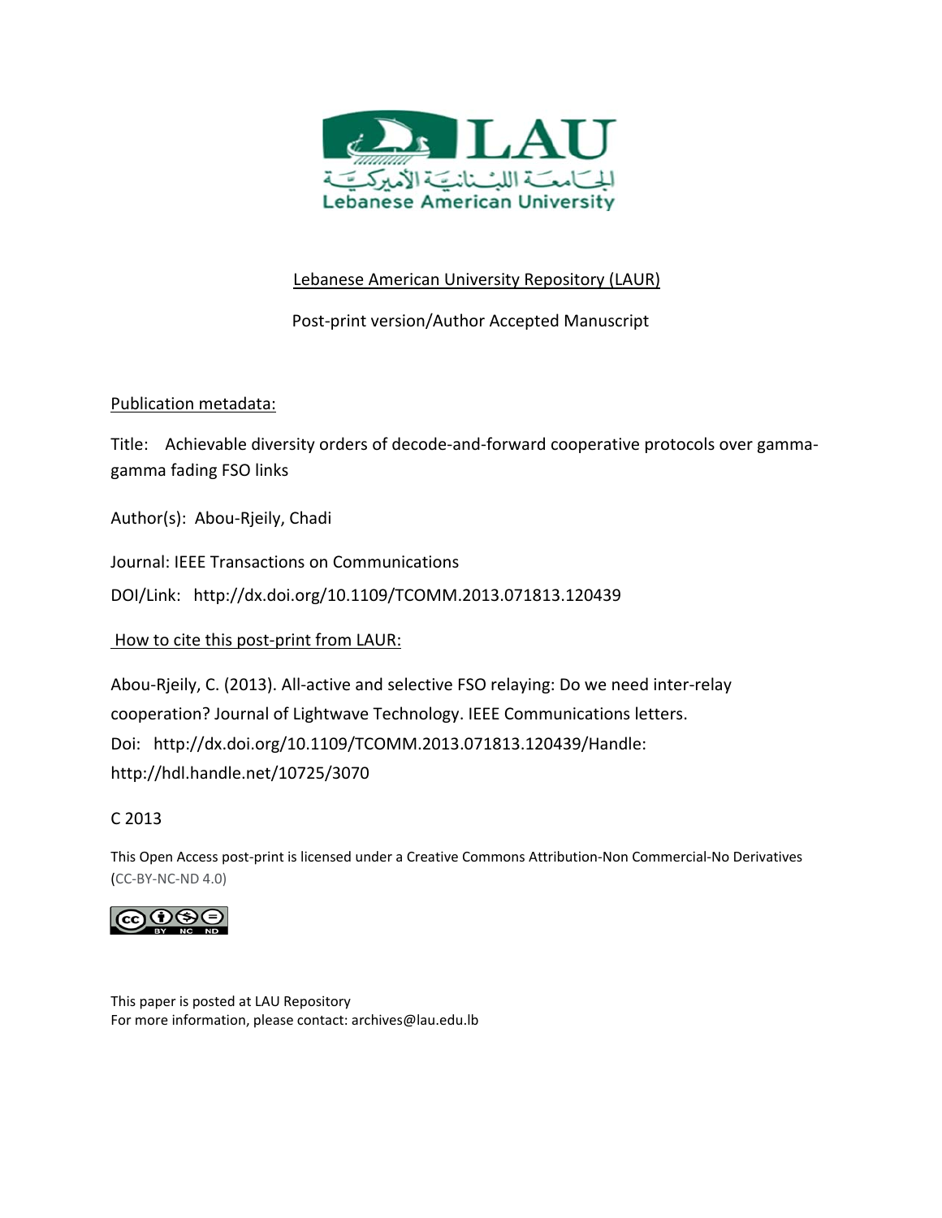LAU

الجامعة اللبنانية الأميركية

Lebanese American University

Lebanese American University Repository (LAUR)

Post-print version/Author Accepted Manuscript

Publication metadata:

Title: Achievable diversity orders of decode-and-forward cooperative protocols over gamma-gamma fading FSO links

Author(s): Abou-Rjeily, Chadi

Journal: IEEE Transactions on Communications

DOI/Link: http://dx.doi.org/10.1109/TCOMM.2013.071813.120439

How to cite this post-print from LAUR:

Abou-Rjeily, C. (2013). All-active and selective FSO relaying: Do we need inter-relay cooperation? Journal of Lightwave Technology. IEEE Communications letters.
Doi: http://dx.doi.org/10.1109/TCOMM.2013.071813.120439/Handle: http://hdl.handle.net/10725/3070

C 2013

This Open Access post-print is licensed under a Creative Commons Attribution-Non Commercial-No Derivatives (CC-BY-NC-ND 4.0)

This paper is posted at LAU Repository
For more information, please contact: archives@lau.edu.lb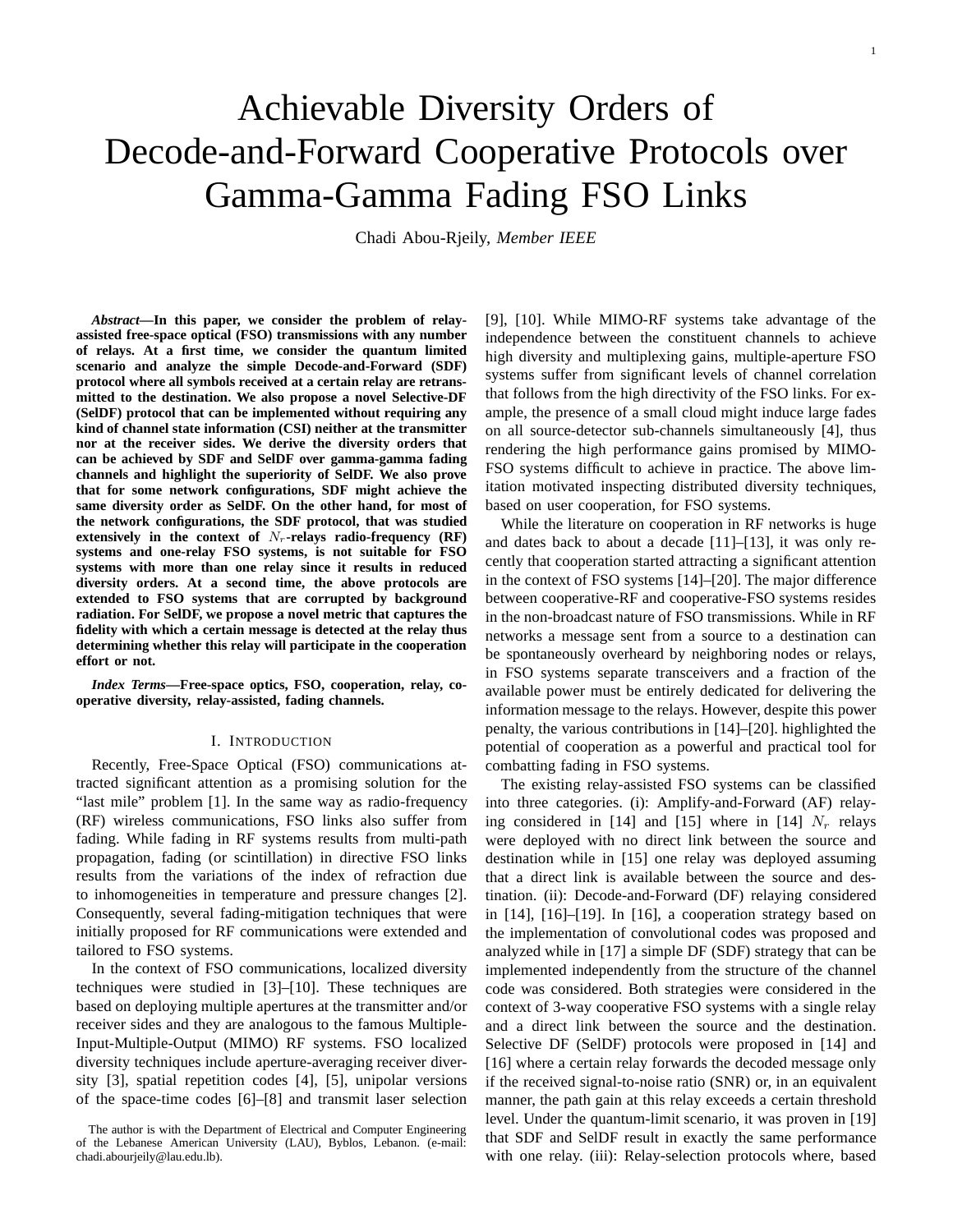# Achievable Diversity Orders of Decode-and-Forward Cooperative Protocols over Gamma-Gamma Fading FSO Links

Chadi Abou-Rjeily, *Member IEEE*

***Abstract*—In this paper, we consider the problem of relay-assisted free-space optical (FSO) transmissions with any number of relays. At a first time, we consider the quantum limited scenario and analyze the simple Decode-and-Forward (SDF) protocol where all symbols received at a certain relay are retransmitted to the destination. We also propose a novel Selective-DF (SelDF) protocol that can be implemented without requiring any kind of channel state information (CSI) neither at the transmitter nor at the receiver sides. We derive the diversity orders that can be achieved by SDF and SelDF over gamma-gamma fading channels and highlight the superiority of SelDF. We also prove that for some network configurations, SDF might achieve the same diversity order as SelDF. On the other hand, for most of the network configurations, the SDF protocol, that was studied extensively in the context of $N_r$-relays radio-frequency (RF) systems and one-relay FSO systems, is not suitable for FSO systems with more than one relay since it results in reduced diversity orders. At a second time, the above protocols are extended to FSO systems that are corrupted by background radiation. For SelDF, we propose a novel metric that captures the fidelity with which a certain message is detected at the relay thus determining whether this relay will participate in the cooperation effort or not.**

***Index Terms*—Free-space optics, FSO, cooperation, relay, cooperative diversity, relay-assisted, fading channels.**

## I. Introduction

Recently, Free-Space Optical (FSO) communications attracted significant attention as a promising solution for the "last mile" problem [1]. In the same way as radio-frequency (RF) wireless communications, FSO links also suffer from fading. While fading in RF systems results from multi-path propagation, fading (or scintillation) in directive FSO links results from the variations of the index of refraction due to inhomogeneities in temperature and pressure changes [2]. Consequently, several fading-mitigation techniques that were initially proposed for RF communications were extended and tailored to FSO systems.

In the context of FSO communications, localized diversity techniques were studied in [3]–[10]. These techniques are based on deploying multiple apertures at the transmitter and/or receiver sides and they are analogous to the famous Multiple-Input-Multiple-Output (MIMO) RF systems. FSO localized diversity techniques include aperture-averaging receiver diversity [3], spatial repetition codes [4], [5], unipolar versions of the space-time codes [6]–[8] and transmit laser selection [9], [10]. While MIMO-RF systems take advantage of the independence between the constituent channels to achieve high diversity and multiplexing gains, multiple-aperture FSO systems suffer from significant levels of channel correlation that follows from the high directivity of the FSO links. For example, the presence of a small cloud might induce large fades on all source-detector sub-channels simultaneously [4], thus rendering the high performance gains promised by MIMO-FSO systems difficult to achieve in practice. The above limitation motivated inspecting distributed diversity techniques, based on user cooperation, for FSO systems.

While the literature on cooperation in RF networks is huge and dates back to about a decade [11]–[13], it was only recently that cooperation started attracting a significant attention in the context of FSO systems [14]–[20]. The major difference between cooperative-RF and cooperative-FSO systems resides in the non-broadcast nature of FSO transmissions. While in RF networks a message sent from a source to a destination can be spontaneously overheard by neighboring nodes or relays, in FSO systems separate transceivers and a fraction of the available power must be entirely dedicated for delivering the information message to the relays. However, despite this power penalty, the various contributions in [14]–[20]. highlighted the potential of cooperation as a powerful and practical tool for combatting fading in FSO systems.

The existing relay-assisted FSO systems can be classified into three categories. (i): Amplify-and-Forward (AF) relaying considered in [14] and [15] where in [14] $N_r$ relays were deployed with no direct link between the source and destination while in [15] one relay was deployed assuming that a direct link is available between the source and destination. (ii): Decode-and-Forward (DF) relaying considered in [14], [16]–[19]. In [16], a cooperation strategy based on the implementation of convolutional codes was proposed and analyzed while in [17] a simple DF (SDF) strategy that can be implemented independently from the structure of the channel code was considered. Both strategies were considered in the context of 3-way cooperative FSO systems with a single relay and a direct link between the source and the destination. Selective DF (SelDF) protocols were proposed in [14] and [16] where a certain relay forwards the decoded message only if the received signal-to-noise ratio (SNR) or, in an equivalent manner, the path gain at this relay exceeds a certain threshold level. Under the quantum-limit scenario, it was proven in [19] that SDF and SelDF result in exactly the same performance with one relay. (iii): Relay-selection protocols where, based

The author is with the Department of Electrical and Computer Engineering of the Lebanese American University (LAU), Byblos, Lebanon. (e-mail: chadi.abourjeily@lau.edu.lb).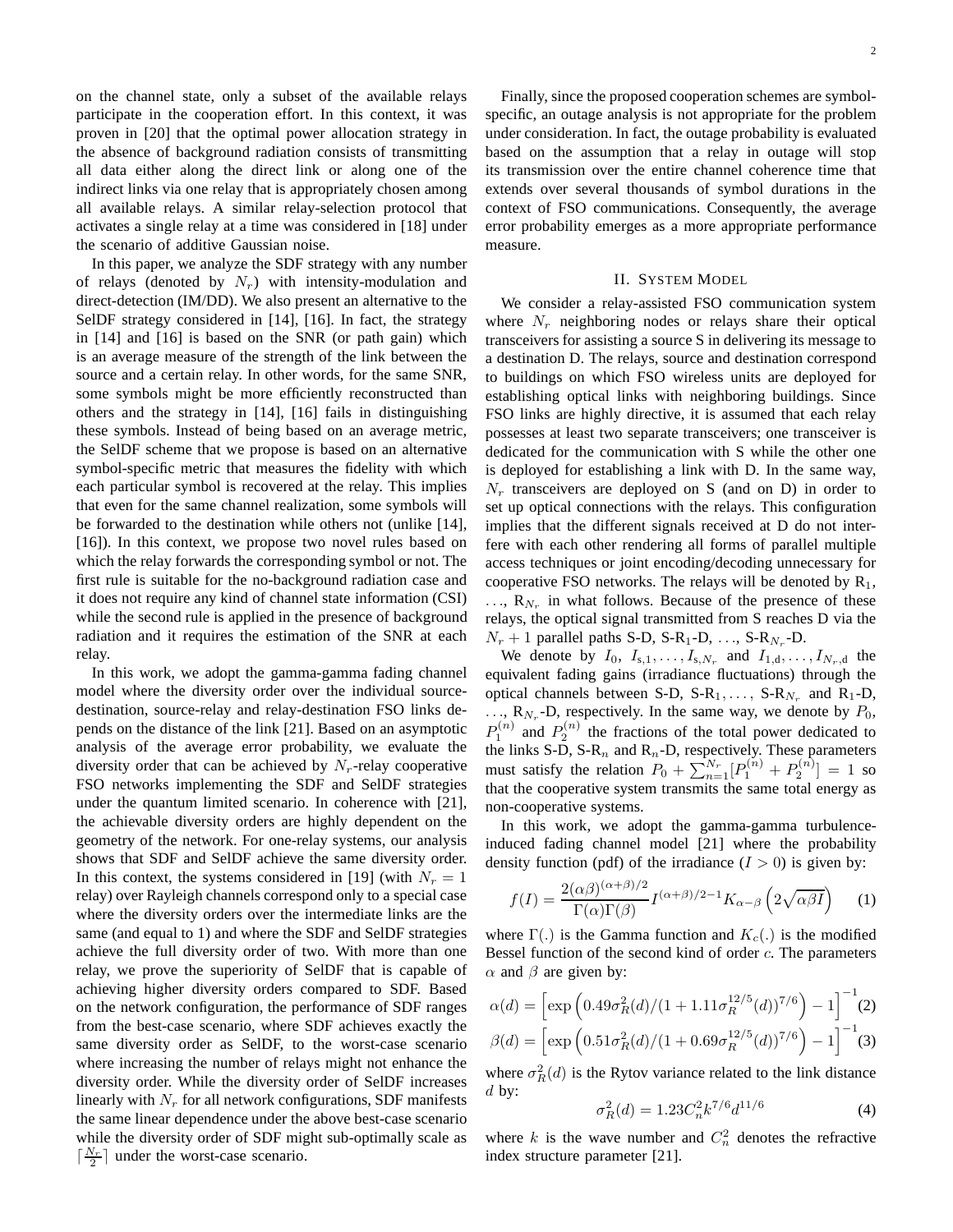on the channel state, only a subset of the available relays participate in the cooperation effort. In this context, it was proven in [20] that the optimal power allocation strategy in the absence of background radiation consists of transmitting all data either along the direct link or along one of the indirect links via one relay that is appropriately chosen among all available relays. A similar relay-selection protocol that activates a single relay at a time was considered in [18] under the scenario of additive Gaussian noise.

In this paper, we analyze the SDF strategy with any number of relays (denoted by $N_r$) with intensity-modulation and direct-detection (IM/DD). We also present an alternative to the SelDF strategy considered in [14], [16]. In fact, the strategy in [14] and [16] is based on the SNR (or path gain) which is an average measure of the strength of the link between the source and a certain relay. In other words, for the same SNR, some symbols might be more efficiently reconstructed than others and the strategy in [14], [16] fails in distinguishing these symbols. Instead of being based on an average metric, the SelDF scheme that we propose is based on an alternative symbol-specific metric that measures the fidelity with which each particular symbol is recovered at the relay. This implies that even for the same channel realization, some symbols will be forwarded to the destination while others not (unlike [14], [16]). In this context, we propose two novel rules based on which the relay forwards the corresponding symbol or not. The first rule is suitable for the no-background radiation case and it does not require any kind of channel state information (CSI) while the second rule is applied in the presence of background radiation and it requires the estimation of the SNR at each relay.

In this work, we adopt the gamma-gamma fading channel model where the diversity order over the individual source-destination, source-relay and relay-destination FSO links depends on the distance of the link [21]. Based on an asymptotic analysis of the average error probability, we evaluate the diversity order that can be achieved by $N_r$-relay cooperative FSO networks implementing the SDF and SelDF strategies under the quantum limited scenario. In coherence with [21], the achievable diversity orders are highly dependent on the geometry of the network. For one-relay systems, our analysis shows that SDF and SelDF achieve the same diversity order. In this context, the systems considered in [19] (with $N_r = 1$ relay) over Rayleigh channels correspond only to a special case where the diversity orders over the intermediate links are the same (and equal to 1) and where the SDF and SelDF strategies achieve the full diversity order of two. With more than one relay, we prove the superiority of SelDF that is capable of achieving higher diversity orders compared to SDF. Based on the network configuration, the performance of SDF ranges from the best-case scenario, where SDF achieves exactly the same diversity order as SelDF, to the worst-case scenario where increasing the number of relays might not enhance the diversity order. While the diversity order of SelDF increases linearly with $N_r$ for all network configurations, SDF manifests the same linear dependence under the above best-case scenario while the diversity order of SDF might sub-optimally scale as $\lceil \frac{N_r}{2} \rceil$ under the worst-case scenario.

Finally, since the proposed cooperation schemes are symbol-specific, an outage analysis is not appropriate for the problem under consideration. In fact, the outage probability is evaluated based on the assumption that a relay in outage will stop its transmission over the entire channel coherence time that extends over several thousands of symbol durations in the context of FSO communications. Consequently, the average error probability emerges as a more appropriate performance measure.

## II. System Model

We consider a relay-assisted FSO communication system where $N_r$ neighboring nodes or relays share their optical transceivers for assisting a source S in delivering its message to a destination D. The relays, source and destination correspond to buildings on which FSO wireless units are deployed for establishing optical links with neighboring buildings. Since FSO links are highly directive, it is assumed that each relay possesses at least two separate transceivers; one transceiver is dedicated for the communication with S while the other one is deployed for establishing a link with D. In the same way, $N_r$ transceivers are deployed on S (and on D) in order to set up optical connections with the relays. This configuration implies that the different signals received at D do not interfere with each other rendering all forms of parallel multiple access techniques or joint encoding/decoding unnecessary for cooperative FSO networks. The relays will be denoted by $R_1$, ..., $R_{N_r}$ in what follows. Because of the presence of these relays, the optical signal transmitted from S reaches D via the $N_r + 1$ parallel paths S-D, S-$R_1$-D, ..., S-$R_{N_r}$-D.

We denote by $I_0$, $I_{s,1}, \dots, I_{s,N_r}$ and $I_{1,d}, \dots, I_{N_r,d}$ the equivalent fading gains (irradiance fluctuations) through the optical channels between S-D, S-$R_1, \dots,$ S-$R_{N_r}$ and $R_1$-D, ..., $R_{N_r}$-D, respectively. In the same way, we denote by $P_0$, $P_1^{(n)}$ and $P_2^{(n)}$ the fractions of the total power dedicated to the links S-D, S-$R_n$ and $R_n$-D, respectively. These parameters must satisfy the relation $P_0 + \sum_{n=1}^{N_r}[P_1^{(n)} + P_2^{(n)}] = 1$ so that the cooperative system transmits the same total energy as non-cooperative systems.

In this work, we adopt the gamma-gamma turbulence-induced fading channel model [21] where the probability density function (pdf) of the irradiance ($I > 0$) is given by:

$$f(I) = \frac{2(\alpha\beta)^{(\alpha+\beta)/2}}{\Gamma(\alpha)\Gamma(\beta)} I^{(\alpha+\beta)/2-1} K_{\alpha-\beta}\left(2\sqrt{\alpha\beta I}\right) \quad (1)$$

where $\Gamma(.)$ is the Gamma function and $K_c(.)$ is the modified Bessel function of the second kind of order $c$. The parameters $\alpha$ and $\beta$ are given by:

$$\alpha(d) = \left[\exp\left(0.49\sigma_R^2(d)/(1 + 1.11\sigma_R^{12/5}(d))^{7/6}\right) - 1\right]^{-1} \quad (2)$$

$$\beta(d) = \left[\exp\left(0.51\sigma_R^2(d)/(1 + 0.69\sigma_R^{12/5}(d))^{7/6}\right) - 1\right]^{-1} \quad (3)$$

where $\sigma_R^2(d)$ is the Rytov variance related to the link distance $d$ by:

$$\sigma_R^2(d) = 1.23 C_n^2 k^{7/6} d^{11/6} \quad (4)$$

where $k$ is the wave number and $C_n^2$ denotes the refractive index structure parameter [21].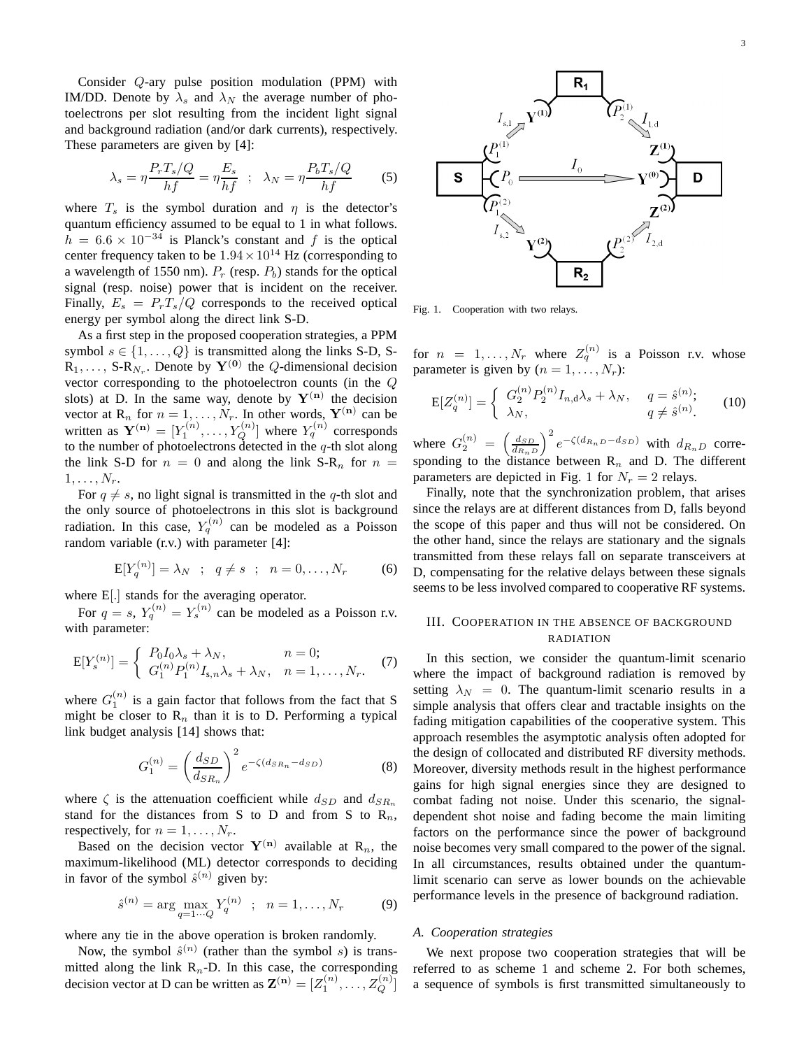Consider $Q$-ary pulse position modulation (PPM) with IM/DD. Denote by $\lambda_s$ and $\lambda_N$ the average number of photoelectrons per slot resulting from the incident light signal and background radiation (and/or dark currents), respectively. These parameters are given by [4]:

$$\lambda_s = \eta \frac{P_r T_s/Q}{hf} = \eta \frac{E_s}{hf} \quad ; \quad \lambda_N = \eta \frac{P_b T_s/Q}{hf} \tag{5}$$

where $T_s$ is the symbol duration and $\eta$ is the detector's quantum efficiency assumed to be equal to 1 in what follows. $h = 6.6 \times 10^{-34}$ is Planck's constant and $f$ is the optical center frequency taken to be $1.94 \times 10^{14}$ Hz (corresponding to a wavelength of 1550 nm). $P_r$ (resp. $P_b$) stands for the optical signal (resp. noise) power that is incident on the receiver. Finally, $E_s = P_r T_s/Q$ corresponds to the received optical energy per symbol along the direct link S-D.

As a first step in the proposed cooperation strategies, a PPM symbol $s \in \{1,\dots,Q\}$ is transmitted along the links S-D, S-R$_1$,..., S-R$_{N_r}$. Denote by $\mathbf{Y^{(0)}}$ the $Q$-dimensional decision vector corresponding to the photoelectron counts (in the $Q$ slots) at D. In the same way, denote by $\mathbf{Y^{(n)}}$ the decision vector at R$_n$ for $n = 1,\dots,N_r$. In other words, $\mathbf{Y^{(n)}}$ can be written as $\mathbf{Y^{(n)}} = [Y_1^{(n)},\dots,Y_Q^{(n)}]$ where $Y_q^{(n)}$ corresponds to the number of photoelectrons detected in the $q$-th slot along the link S-D for $n = 0$ and along the link S-R$_n$ for $n = 1,\dots,N_r$.

For $q \neq s$, no light signal is transmitted in the $q$-th slot and the only source of photoelectrons in this slot is background radiation. In this case, $Y_q^{(n)}$ can be modeled as a Poisson random variable (r.v.) with parameter [4]:

$$\mathrm{E}[Y_q^{(n)}] = \lambda_N \quad ; \quad q \neq s \quad ; \quad n = 0,\dots,N_r \tag{6}$$

where E[.] stands for the averaging operator.

For $q = s$, $Y_q^{(n)} = Y_s^{(n)}$ can be modeled as a Poisson r.v. with parameter:

$$\mathrm{E}[Y_s^{(n)}] = \begin{cases} P_0 I_0 \lambda_s + \lambda_N, & n = 0; \\ G_1^{(n)} P_1^{(n)} I_{s,n} \lambda_s + \lambda_N, & n = 1,\dots,N_r. \end{cases} \tag{7}$$

where $G_1^{(n)}$ is a gain factor that follows from the fact that S might be closer to R$_n$ than it is to D. Performing a typical link budget analysis [14] shows that:

$$G_1^{(n)} = \left(\frac{d_{SD}}{d_{SR_n}}\right)^2 e^{-\zeta(d_{SR_n} - d_{SD})} \tag{8}$$

where $\zeta$ is the attenuation coefficient while $d_{SD}$ and $d_{SR_n}$ stand for the distances from S to D and from S to R$_n$, respectively, for $n = 1,\dots,N_r$.

Based on the decision vector $\mathbf{Y^{(n)}}$ available at R$_n$, the maximum-likelihood (ML) detector corresponds to deciding in favor of the symbol $\hat{s}^{(n)}$ given by:

$$\hat{s}^{(n)} = \arg \max_{q=1\cdots Q} Y_q^{(n)} \quad ; \quad n = 1,\dots,N_r \tag{9}$$

where any tie in the above operation is broken randomly.

Now, the symbol $\hat{s}^{(n)}$ (rather than the symbol $s$) is transmitted along the link R$_n$-D. In this case, the corresponding decision vector at D can be written as $\mathbf{Z^{(n)}} = [Z_1^{(n)},\dots,Z_Q^{(n)}]$ for $n = 1,\dots,N_r$ where $Z_q^{(n)}$ is a Poisson r.v. whose parameter is given by ($n = 1,\dots,N_r$):

$$\mathrm{E}[Z_q^{(n)}] = \begin{cases} G_2^{(n)} P_2^{(n)} I_{n,\mathrm{d}} \lambda_s + \lambda_N, & q = \hat{s}^{(n)}; \\ \lambda_N, & q \neq \hat{s}^{(n)}. \end{cases} \tag{10}$$

where $G_2^{(n)} = \left(\frac{d_{SD}}{d_{R_nD}}\right)^2 e^{-\zeta(d_{R_nD} - d_{SD})}$ with $d_{R_nD}$ corresponding to the distance between R$_n$ and D. The different parameters are depicted in Fig. 1 for $N_r = 2$ relays.

Fig. 1. Cooperation with two relays.

Finally, note that the synchronization problem, that arises since the relays are at different distances from D, falls beyond the scope of this paper and thus will not be considered. On the other hand, since the relays are stationary and the signals transmitted from these relays fall on separate transceivers at D, compensating for the relative delays between these signals seems to be less involved compared to cooperative RF systems.

## III. Cooperation in the absence of background radiation

In this section, we consider the quantum-limit scenario where the impact of background radiation is removed by setting $\lambda_N = 0$. The quantum-limit scenario results in a simple analysis that offers clear and tractable insights on the fading mitigation capabilities of the cooperative system. This approach resembles the asymptotic analysis often adopted for the design of collocated and distributed RF diversity methods. Moreover, diversity methods result in the highest performance gains for high signal energies since they are designed to combat fading not noise. Under this scenario, the signal-dependent shot noise and fading become the main limiting factors on the performance since the power of background noise becomes very small compared to the power of the signal. In all circumstances, results obtained under the quantum-limit scenario can serve as lower bounds on the achievable performance levels in the presence of background radiation.

### A. Cooperation strategies

We next propose two cooperation strategies that will be referred to as scheme 1 and scheme 2. For both schemes, a sequence of symbols is first transmitted simultaneously to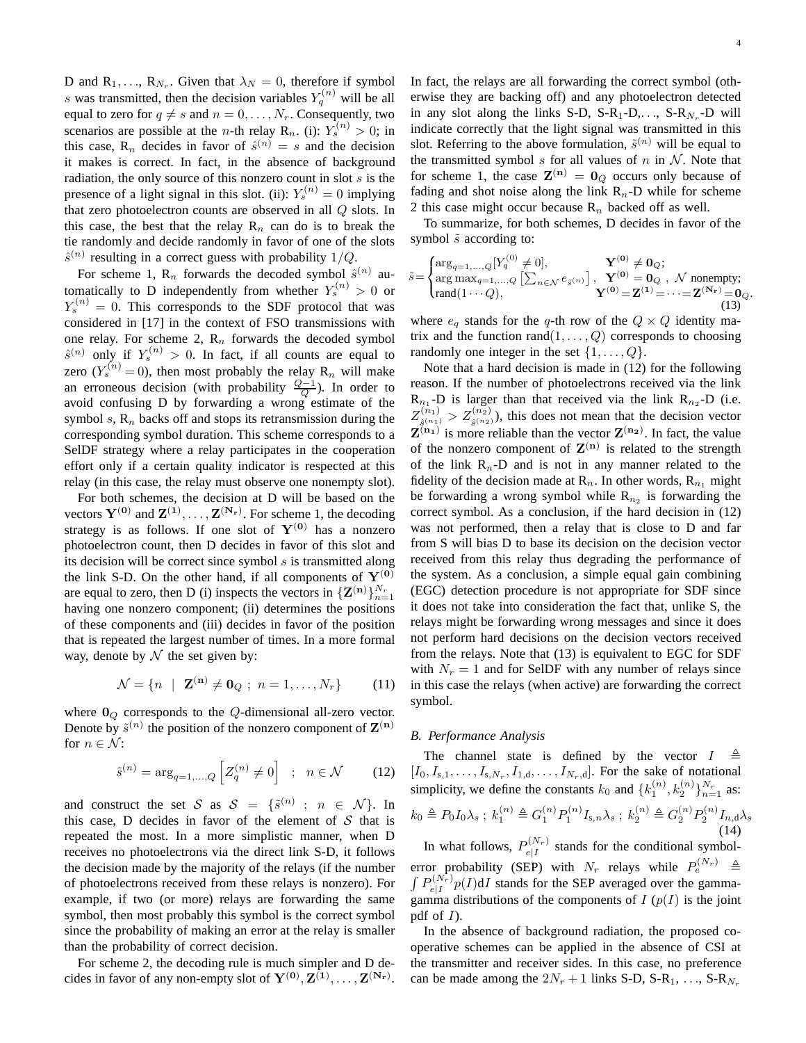D and $\text{R}_1, \ldots, \text{R}_{N_r}$. Given that $\lambda_N = 0$, therefore if symbol $s$ was transmitted, then the decision variables $Y_q^{(n)}$ will be all equal to zero for $q \neq s$ and $n = 0, \ldots, N_r$. Consequently, two scenarios are possible at the $n$-th relay $\text{R}_n$. (i): $Y_s^{(n)} > 0$; in this case, $\text{R}_n$ decides in favor of $\hat{s}^{(n)} = s$ and the decision it makes is correct. In fact, in the absence of background radiation, the only source of this nonzero count in slot $s$ is the presence of a light signal in this slot. (ii): $Y_s^{(n)} = 0$ implying that zero photoelectron counts are observed in all $Q$ slots. In this case, the best that the relay $\text{R}_n$ can do is to break the tie randomly and decide randomly in favor of one of the slots $\hat{s}^{(n)}$ resulting in a correct guess with probability $1/Q$.

For scheme 1, $\text{R}_n$ forwards the decoded symbol $\hat{s}^{(n)}$ automatically to D independently from whether $Y_s^{(n)} > 0$ or $Y_s^{(n)} = 0$. This corresponds to the SDF protocol that was considered in [17] in the context of FSO transmissions with one relay. For scheme 2, $\text{R}_n$ forwards the decoded symbol $\hat{s}^{(n)}$ only if $Y_s^{(n)} > 0$. In fact, if all counts are equal to zero ($Y_s^{(n)} = 0$), then most probably the relay $\text{R}_n$ will make an erroneous decision (with probability $\frac{Q-1}{Q}$). In order to avoid confusing D by forwarding a wrong estimate of the symbol $s$, $\text{R}_n$ backs off and stops its retransmission during the corresponding symbol duration. This scheme corresponds to a SelDF strategy where a relay participates in the cooperation effort only if a certain quality indicator is respected at this relay (in this case, the relay must observe one nonempty slot).

For both schemes, the decision at D will be based on the vectors $\mathbf{Y^{(0)}}$ and $\mathbf{Z^{(1)}}, \ldots, \mathbf{Z^{(N_r)}}$. For scheme 1, the decoding strategy is as follows. If one slot of $\mathbf{Y^{(0)}}$ has a nonzero photoelectron count, then D decides in favor of this slot and its decision will be correct since symbol $s$ is transmitted along the link S-D. On the other hand, if all components of $\mathbf{Y^{(0)}}$ are equal to zero, then D (i) inspects the vectors in $\{\mathbf{Z^{(n)}}\}_{n=1}^{N_r}$ having one nonzero component; (ii) determines the positions of these components and (iii) decides in favor of the position that is repeated the largest number of times. In a more formal way, denote by $\mathcal{N}$ the set given by:

$$\mathcal{N} = \{n \ \ | \ \ \mathbf{Z^{(n)}} \neq \mathbf{0}_Q \ ; \ n = 1, \ldots, N_r\} \tag{11}$$

where $\mathbf{0}_Q$ corresponds to the $Q$-dimensional all-zero vector. Denote by $\tilde{s}^{(n)}$ the position of the nonzero component of $\mathbf{Z^{(n)}}$ for $n \in \mathcal{N}$:

$$\tilde{s}^{(n)} = \arg_{q=1,\ldots,Q}\left[Z_q^{(n)} \neq 0\right] \ \ ; \ \ n \in \mathcal{N} \tag{12}$$

and construct the set $\mathcal{S}$ as $\mathcal{S} = \{\tilde{s}^{(n)} \ ; \ n \in \mathcal{N}\}$. In this case, D decides in favor of the element of $\mathcal{S}$ that is repeated the most. In a more simplistic manner, when D receives no photoelectrons via the direct link S-D, it follows the decision made by the majority of the relays (if the number of photoelectrons received from these relays is nonzero). For example, if two (or more) relays are forwarding the same symbol, then most probably this symbol is the correct symbol since the probability of making an error at the relay is smaller than the probability of correct decision.

For scheme 2, the decoding rule is much simpler and D decides in favor of any non-empty slot of $\mathbf{Y^{(0)}}, \mathbf{Z^{(1)}}, \ldots, \mathbf{Z^{(N_r)}}$. In fact, the relays are all forwarding the correct symbol (otherwise they are backing off) and any photoelectron detected in any slot along the links S-D, S-$\text{R}_1$-D,..., S-$\text{R}_{N_r}$-D will indicate correctly that the light signal was transmitted in this slot. Referring to the above formulation, $\tilde{s}^{(n)}$ will be equal to the transmitted symbol $s$ for all values of $n$ in $\mathcal{N}$. Note that for scheme 1, the case $\mathbf{Z^{(n)}} = \mathbf{0}_Q$ occurs only because of fading and shot noise along the link $\text{R}_n$-D while for scheme 2 this case might occur because $\text{R}_n$ backed off as well.

To summarize, for both schemes, D decides in favor of the symbol $\tilde{s}$ according to:

$$\tilde{s} = \begin{cases} \arg_{q=1,\ldots,Q}[Y_q^{(0)} \neq 0], & \mathbf{Y^{(0)}} \neq \mathbf{0}_Q; \\ \arg\max_{q=1,\ldots,Q}\left[\sum_{n\in\mathcal{N}} e_{\tilde{s}^{(n)}}\right], & \mathbf{Y^{(0)}} = \mathbf{0}_Q \ , \ \mathcal{N} \text{ nonempty}; \\ \text{rand}(1\cdots Q), & \mathbf{Y^{(0)}} = \mathbf{Z^{(1)}} = \cdots = \mathbf{Z^{(N_r)}} = \mathbf{0}_Q. \end{cases} \tag{13}$$

where $e_q$ stands for the $q$-th row of the $Q \times Q$ identity matrix and the function $\text{rand}(1, \ldots, Q)$ corresponds to choosing randomly one integer in the set $\{1, \ldots, Q\}$.

Note that a hard decision is made in (12) for the following reason. If the number of photoelectrons received via the link $\text{R}_{n_1}$-D is larger than that received via the link $\text{R}_{n_2}$-D (i.e. $Z_{\tilde{s}^{(n_1)}}^{(n_1)} > Z_{\tilde{s}^{(n_2)}}^{(n_2)}$), this does not mean that the decision vector $\mathbf{Z^{(n_1)}}$ is more reliable than the vector $\mathbf{Z^{(n_2)}}$. In fact, the value of the nonzero component of $\mathbf{Z^{(n)}}$ is related to the strength of the link $\text{R}_n$-D and is not in any manner related to the fidelity of the decision made at $\text{R}_n$. In other words, $\text{R}_{n_1}$ might be forwarding a wrong symbol while $\text{R}_{n_2}$ is forwarding the correct symbol. As a conclusion, if the hard decision in (12) was not performed, then a relay that is close to D and far from S will bias D to base its decision on the decision vector received from this relay thus degrading the performance of the system. As a conclusion, a simple equal gain combining (EGC) detection procedure is not appropriate for SDF since it does not take into consideration the fact that, unlike S, the relays might be forwarding wrong messages and since it does not perform hard decisions on the decision vectors received from the relays. Note that (13) is equivalent to EGC for SDF with $N_r = 1$ and for SelDF with any number of relays since in this case the relays (when active) are forwarding the correct symbol.

### B. Performance Analysis

The channel state is defined by the vector $I \triangleq [I_0, I_{s,1}, \ldots, I_{s,N_r}, I_{1,d}, \ldots, I_{N_r,d}]$. For the sake of notational simplicity, we define the constants $k_0$ and $\{k_1^{(n)}, k_2^{(n)}\}_{n=1}^{N_r}$ as:

$$k_0 \triangleq P_0 I_0 \lambda_s \ ; \ k_1^{(n)} \triangleq G_1^{(n)} P_1^{(n)} I_{s,n} \lambda_s \ ; \ k_2^{(n)} \triangleq G_2^{(n)} P_2^{(n)} I_{n,d} \lambda_s \tag{14}$$

In what follows, $P_{e|I}^{(N_r)}$ stands for the conditional symbol-error probability (SEP) with $N_r$ relays while $P_e^{(N_r)} \triangleq \int P_{e|I}^{(N_r)} p(I) \text{d}I$ stands for the SEP averaged over the gamma-gamma distributions of the components of $I$ ($p(I)$ is the joint pdf of $I$).

In the absence of background radiation, the proposed cooperative schemes can be applied in the absence of CSI at the transmitter and receiver sides. In this case, no preference can be made among the $2N_r + 1$ links S-D, S-$\text{R}_1$, ..., S-$\text{R}_{N_r}$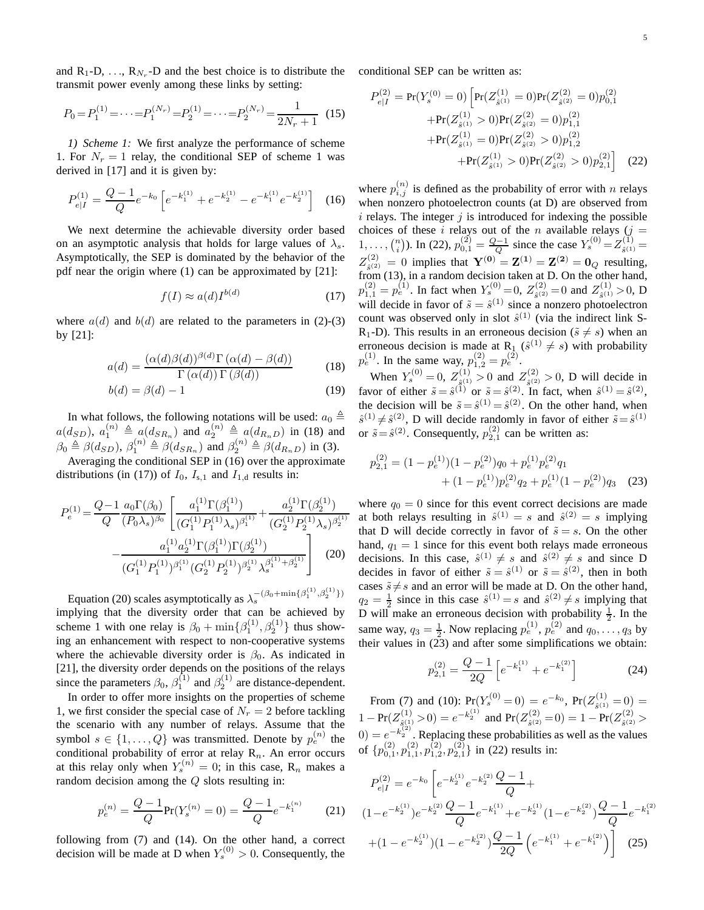and R$_1$-D, ..., R$_{N_r}$-D and the best choice is to distribute the transmit power evenly among these links by setting:

$$P_0 = P_1^{(1)} = \cdots = P_1^{(N_r)} = P_2^{(1)} = \cdots = P_2^{(N_r)} = \frac{1}{2N_r + 1} \quad (15)$$

*1) Scheme 1:* We first analyze the performance of scheme 1. For $N_r = 1$ relay, the conditional SEP of scheme 1 was derived in [17] and it is given by:

$$P_{e|I}^{(1)} = \frac{Q-1}{Q} e^{-k_0} \left[ e^{-k_1^{(1)}} + e^{-k_2^{(1)}} - e^{-k_1^{(1)}} e^{-k_2^{(1)}} \right] \quad (16)$$

We next determine the achievable diversity order based on an asymptotic analysis that holds for large values of $\lambda_s$. Asymptotically, the SEP is dominated by the behavior of the pdf near the origin where (1) can be approximated by [21]:

$$f(I) \approx a(d) I^{b(d)} \quad (17)$$

where $a(d)$ and $b(d)$ are related to the parameters in (2)-(3) by [21]:

$$a(d) = \frac{(\alpha(d)\beta(d))^{\beta(d)} \Gamma(\alpha(d) - \beta(d))}{\Gamma(\alpha(d)) \Gamma(\beta(d))} \quad (18)$$

$$b(d) = \beta(d) - 1 \quad (19)$$

In what follows, the following notations will be used: $a_0 \triangleq a(d_{SD})$, $a_1^{(n)} \triangleq a(d_{SR_n})$ and $a_2^{(n)} \triangleq a(d_{R_n D})$ in (18) and $\beta_0 \triangleq \beta(d_{SD})$, $\beta_1^{(n)} \triangleq \beta(d_{SR_n})$ and $\beta_2^{(n)} \triangleq \beta(d_{R_n D})$ in (3).

Averaging the conditional SEP in (16) over the approximate distributions (in (17)) of $I_0$, $I_{s,1}$ and $I_{1,d}$ results in:

$$P_e^{(1)} = \frac{Q-1}{Q} \frac{a_0 \Gamma(\beta_0)}{(P_0 \lambda_s)^{\beta_0}} \left[ \frac{a_1^{(1)} \Gamma(\beta_1^{(1)})}{(G_1^{(1)} P_1^{(1)} \lambda_s)^{\beta_1^{(1)}}} + \frac{a_2^{(1)} \Gamma(\beta_2^{(1)})}{(G_2^{(1)} P_2^{(1)} \lambda_s)^{\beta_2^{(1)}}} - \frac{a_1^{(1)} a_2^{(1)} \Gamma(\beta_1^{(1)}) \Gamma(\beta_2^{(1)})}{(G_1^{(1)} P_1^{(1)})^{\beta_1^{(1)}} (G_2^{(1)} P_2^{(1)})^{\beta_2^{(1)}} \lambda_s^{\beta_1^{(1)} + \beta_2^{(1)}}} \right] \quad (20)$$

Equation (20) scales asymptotically as $\lambda_s^{-(\beta_0 + \min\{\beta_1^{(1)}, \beta_2^{(1)}\})}$ implying that the diversity order that can be achieved by scheme 1 with one relay is $\beta_0 + \min\{\beta_1^{(1)}, \beta_2^{(1)}\}$ thus showing an enhancement with respect to non-cooperative systems where the achievable diversity order is $\beta_0$. As indicated in [21], the diversity order depends on the positions of the relays since the parameters $\beta_0$, $\beta_1^{(1)}$ and $\beta_2^{(1)}$ are distance-dependent.

In order to offer more insights on the properties of scheme 1, we first consider the special case of $N_r = 2$ before tackling the scenario with any number of relays. Assume that the symbol $s \in \{1, \ldots, Q\}$ was transmitted. Denote by $p_e^{(n)}$ the conditional probability of error at relay R$_n$. An error occurs at this relay only when $Y_s^{(n)} = 0$; in this case, R$_n$ makes a random decision among the $Q$ slots resulting in:

$$p_e^{(n)} = \frac{Q-1}{Q} \Pr(Y_s^{(n)} = 0) = \frac{Q-1}{Q} e^{-k_1^{(n)}} \quad (21)$$

following from (7) and (14). On the other hand, a correct decision will be made at D when $Y_s^{(0)} > 0$. Consequently, the conditional SEP can be written as:

$$\begin{aligned} P_{e|I}^{(2)} = \Pr(Y_s^{(0)} = 0) \Big[ & \Pr(Z_{\hat{s}^{(1)}}^{(1)} = 0) \Pr(Z_{\hat{s}^{(2)}}^{(2)} = 0) p_{0,1}^{(2)} \\ & + \Pr(Z_{\hat{s}^{(1)}}^{(1)} > 0) \Pr(Z_{\hat{s}^{(2)}}^{(2)} = 0) p_{1,1}^{(2)} \\ & + \Pr(Z_{\hat{s}^{(1)}}^{(1)} = 0) \Pr(Z_{\hat{s}^{(2)}}^{(2)} > 0) p_{1,2}^{(2)} \\ & + \Pr(Z_{\hat{s}^{(1)}}^{(1)} > 0) \Pr(Z_{\hat{s}^{(2)}}^{(2)} > 0) p_{2,1}^{(2)} \Big] \end{aligned} \quad (22)$$

where $p_{i,j}^{(n)}$ is defined as the probability of error with $n$ relays when nonzero photoelectron counts (at D) are observed from $i$ relays. The integer $j$ is introduced for indexing the possible choices of these $i$ relays out of the $n$ available relays ($j = 1, \ldots, \binom{n}{i}$). In (22), $p_{0,1}^{(2)} = \frac{Q-1}{Q}$ since the case $Y_s^{(0)} = Z_{\hat{s}^{(1)}}^{(1)} = Z_{\hat{s}^{(2)}}^{(2)} = 0$ implies that $\mathbf{Y^{(0)}} = \mathbf{Z^{(1)}} = \mathbf{Z^{(2)}} = \mathbf{0}_Q$ resulting, from (13), in a random decision taken at D. On the other hand, $p_{1,1}^{(2)} = p_e^{(1)}$. In fact when $Y_s^{(0)} = 0$, $Z_{\hat{s}^{(2)}}^{(2)} = 0$ and $Z_{\hat{s}^{(1)}}^{(1)} > 0$, D will decide in favor of $\tilde{s} = \hat{s}^{(1)}$ since a nonzero photoelectron count was observed only in slot $\hat{s}^{(1)}$ (via the indirect link S-R$_1$-D). This results in an erroneous decision ($\tilde{s} \neq s$) when an erroneous decision is made at R$_1$ ($\hat{s}^{(1)} \neq s$) with probability $p_e^{(1)}$. In the same way, $p_{1,2}^{(2)} = p_e^{(2)}$.

When $Y_s^{(0)} = 0$, $Z_{\hat{s}^{(1)}}^{(1)} > 0$ and $Z_{\hat{s}^{(2)}}^{(2)} > 0$, D will decide in favor of either $\tilde{s} = \hat{s}^{(1)}$ or $\tilde{s} = \hat{s}^{(2)}$. In fact, when $\hat{s}^{(1)} = \hat{s}^{(2)}$, the decision will be $\tilde{s} = \hat{s}^{(1)} = \hat{s}^{(2)}$. On the other hand, when $\hat{s}^{(1)} \neq \hat{s}^{(2)}$, D will decide randomly in favor of either $\tilde{s} = \hat{s}^{(1)}$ or $\tilde{s} = \hat{s}^{(2)}$. Consequently, $p_{2,1}^{(2)}$ can be written as:

$$\begin{aligned} p_{2,1}^{(2)} = (1 - p_e^{(1)})(1 - p_e^{(2)}) q_0 + p_e^{(1)} p_e^{(2)} q_1 \\ + (1 - p_e^{(1)}) p_e^{(2)} q_2 + p_e^{(1)} (1 - p_e^{(2)}) q_3 \end{aligned} \quad (23)$$

where $q_0 = 0$ since for this event correct decisions are made at both relays resulting in $\hat{s}^{(1)} = s$ and $\hat{s}^{(2)} = s$ implying that D will decide correctly in favor of $\tilde{s} = s$. On the other hand, $q_1 = 1$ since for this event both relays made erroneous decisions. In this case, $\hat{s}^{(1)} \neq s$ and $\hat{s}^{(2)} \neq s$ and since D decides in favor of either $\tilde{s} = \hat{s}^{(1)}$ or $\tilde{s} = \hat{s}^{(2)}$, then in both cases $\tilde{s} \neq s$ and an error will be made at D. On the other hand, $q_2 = \frac{1}{2}$ since in this case $\hat{s}^{(1)} = s$ and $\hat{s}^{(2)} \neq s$ implying that D will make an erroneous decision with probability $\frac{1}{2}$. In the same way, $q_3 = \frac{1}{2}$. Now replacing $p_e^{(1)}$, $p_e^{(2)}$ and $q_0, \ldots, q_3$ by their values in (23) and after some simplifications we obtain:

$$p_{2,1}^{(2)} = \frac{Q-1}{2Q} \left[ e^{-k_1^{(1)}} + e^{-k_1^{(2)}} \right] \quad (24)$$

From (7) and (10): $\Pr(Y_s^{(0)} = 0) = e^{-k_0}$, $\Pr(Z_{\hat{s}^{(1)}}^{(1)} = 0) = 1 - \Pr(Z_{\hat{s}^{(1)}}^{(1)} > 0) = e^{-k_2^{(1)}}$ and $\Pr(Z_{\hat{s}^{(2)}}^{(2)} = 0) = 1 - \Pr(Z_{\hat{s}^{(2)}}^{(2)} > 0) = e^{-k_2^{(2)}}$. Replacing these probabilities as well as the values of $\{p_{0,1}^{(2)}, p_{1,1}^{(2)}, p_{1,2}^{(2)}, p_{2,1}^{(2)}\}$ in (22) results in:

$$\begin{aligned} P_{e|I}^{(2)} = e^{-k_0} \Bigg[ & e^{-k_2^{(1)}} e^{-k_2^{(2)}} \frac{Q-1}{Q} + \\ & (1 - e^{-k_2^{(1)}}) e^{-k_2^{(2)}} \frac{Q-1}{Q} e^{-k_1^{(1)}} + e^{-k_2^{(1)}} (1 - e^{-k_2^{(2)}}) \frac{Q-1}{Q} e^{-k_1^{(2)}} \\ & + (1 - e^{-k_2^{(1)}})(1 - e^{-k_2^{(2)}}) \frac{Q-1}{2Q} \left( e^{-k_1^{(1)}} + e^{-k_1^{(2)}} \right) \Bigg] \end{aligned} \quad (25)$$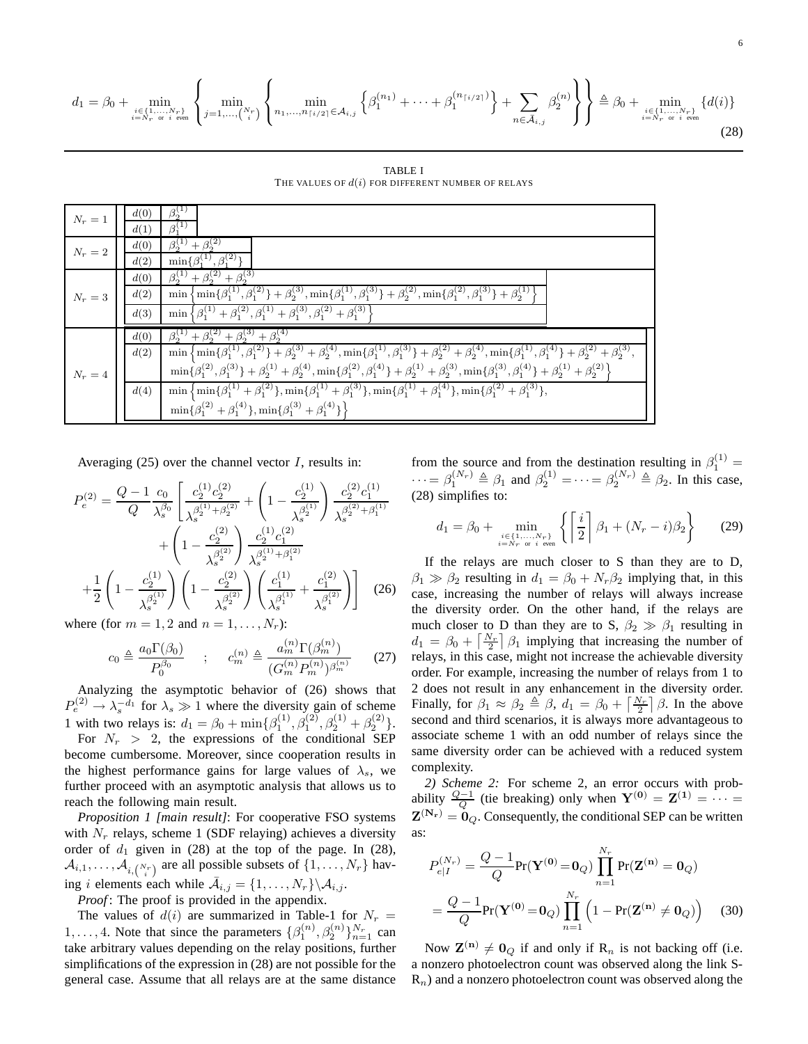$$d_1 = \beta_0 + \min_{\substack{i\in\{1,\dots,N_r\} \\ i=N_r \text{ or } i \text{ even}}} \left\{ \min_{j=1,\dots,\binom{N_r}{i}} \left\{ \min_{n_1,\dots,n_{\lceil i/2\rceil}\in\mathcal{A}_{i,j}} \left\{ \beta_1^{(n_1)} + \dots + \beta_1^{(n_{\lceil i/2\rceil})} \right\} + \sum_{n\in\bar{\mathcal{A}}_{i,j}} \beta_2^{(n)} \right\} \right\} \triangleq \beta_0 + \min_{\substack{i\in\{1,\dots,N_r\} \\ i=N_r \text{ or } i \text{ even}}} \{d(i)\} \quad (28)$$

TABLE I
THE VALUES OF $d(i)$ FOR DIFFERENT NUMBER OF RELAYS

| $N_r$ | $d(i)$ | Value |
|---|---|---|
| $N_r = 1$ | $d(0)$ | $\beta_2^{(1)}$ |
| | $d(1)$ | $\beta_1^{(1)}$ |
| $N_r = 2$ | $d(0)$ | $\beta_2^{(1)} + \beta_2^{(2)}$ |
| | $d(2)$ | $\min\{\beta_1^{(1)}, \beta_1^{(2)}\}$ |
| $N_r = 3$ | $d(0)$ | $\beta_2^{(1)} + \beta_2^{(2)} + \beta_2^{(3)}$ |
| | $d(2)$ | $\min\left\{\min\{\beta_1^{(1)},\beta_1^{(2)}\}+\beta_2^{(3)}, \min\{\beta_1^{(1)},\beta_1^{(3)}\}+\beta_2^{(2)}, \min\{\beta_1^{(2)},\beta_1^{(3)}\}+\beta_2^{(1)}\right\}$ |
| | $d(3)$ | $\min\left\{\beta_1^{(1)}+\beta_1^{(2)}, \beta_1^{(1)}+\beta_1^{(3)}, \beta_1^{(2)}+\beta_1^{(3)}\right\}$ |
| $N_r = 4$ | $d(0)$ | $\beta_2^{(1)} + \beta_2^{(2)} + \beta_2^{(3)} + \beta_2^{(4)}$ |
| | $d(2)$ | $\min\left\{\min\{\beta_1^{(1)},\beta_1^{(2)}\}+\beta_2^{(3)}+\beta_2^{(4)}, \min\{\beta_1^{(1)},\beta_1^{(3)}\}+\beta_2^{(2)}+\beta_2^{(4)}, \min\{\beta_1^{(1)},\beta_1^{(4)}\}+\beta_2^{(2)}+\beta_2^{(3)},\right.$ $\left.\min\{\beta_1^{(2)},\beta_1^{(3)}\}+\beta_2^{(1)}+\beta_2^{(4)}, \min\{\beta_1^{(2)},\beta_1^{(4)}\}+\beta_2^{(1)}+\beta_2^{(3)}, \min\{\beta_1^{(3)},\beta_1^{(4)}\}+\beta_2^{(1)}+\beta_2^{(2)}\right\}$ |
| | $d(4)$ | $\min\left\{\min\{\beta_1^{(1)}+\beta_1^{(2)}\}, \min\{\beta_1^{(1)}+\beta_1^{(3)}\}, \min\{\beta_1^{(1)}+\beta_1^{(4)}\}, \min\{\beta_1^{(2)}+\beta_1^{(3)}\},\right.$ $\left.\min\{\beta_1^{(2)}+\beta_1^{(4)}\}, \min\{\beta_1^{(3)}+\beta_1^{(4)}\}\right\}$ |

Averaging (25) over the channel vector $I$, results in:

$$P_e^{(2)} = \frac{Q-1}{Q}\frac{c_0}{\lambda_s^{\beta_0}}\left[\frac{c_2^{(1)}c_2^{(2)}}{\lambda_s^{\beta_2^{(1)}+\beta_2^{(2)}}} + \left(1-\frac{c_2^{(1)}}{\lambda_s^{\beta_2^{(1)}}}\right)\frac{c_2^{(2)}c_1^{(1)}}{\lambda_s^{\beta_2^{(2)}+\beta_1^{(1)}}} + \left(1-\frac{c_2^{(2)}}{\lambda_s^{\beta_2^{(2)}}}\right)\frac{c_2^{(1)}c_1^{(2)}}{\lambda_s^{\beta_2^{(1)}+\beta_1^{(2)}}} + \frac{1}{2}\left(1-\frac{c_2^{(1)}}{\lambda_s^{\beta_2^{(1)}}}\right)\left(1-\frac{c_2^{(2)}}{\lambda_s^{\beta_2^{(2)}}}\right)\left(\frac{c_1^{(1)}}{\lambda_s^{\beta_1^{(1)}}}+\frac{c_1^{(2)}}{\lambda_s^{\beta_1^{(2)}}}\right)\right] \quad (26)$$

where (for $m = 1, 2$ and $n = 1, \dots, N_r$):

$$c_0 \triangleq \frac{a_0\Gamma(\beta_0)}{P_0^{\beta_0}} \quad ; \quad c_m^{(n)} \triangleq \frac{a_m^{(n)}\Gamma(\beta_m^{(n)})}{(G_m^{(n)}P_m^{(n)})^{\beta_m^{(n)}}} \quad (27)$$

Analyzing the asymptotic behavior of (26) shows that $P_e^{(2)} \to \lambda_s^{-d_1}$ for $\lambda_s \gg 1$ where the diversity gain of scheme 1 with two relays is: $d_1 = \beta_0 + \min\{\beta_1^{(1)}, \beta_1^{(2)}, \beta_2^{(1)} + \beta_2^{(2)}\}$.

For $N_r > 2$, the expressions of the conditional SEP become cumbersome. Moreover, since cooperation results in the highest performance gains for large values of $\lambda_s$, we further proceed with an asymptotic analysis that allows us to reach the following main result.

*Proposition 1 [main result]*: For cooperative FSO systems with $N_r$ relays, scheme 1 (SDF relaying) achieves a diversity order of $d_1$ given in (28) at the top of the page. In (28), $\mathcal{A}_{i,1}, \dots, \mathcal{A}_{i,\binom{N_r}{i}}$ are all possible subsets of $\{1, \dots, N_r\}$ having $i$ elements each while $\bar{\mathcal{A}}_{i,j} = \{1, \dots, N_r\} \backslash \mathcal{A}_{i,j}$.

*Proof*: The proof is provided in the appendix.

The values of $d(i)$ are summarized in Table-1 for $N_r = 1, \dots, 4$. Note that since the parameters $\{\beta_1^{(n)}, \beta_2^{(n)}\}_{n=1}^{N_r}$ can take arbitrary values depending on the relay positions, further simplifications of the expression in (28) are not possible for the general case. Assume that all relays are at the same distance from the source and from the destination resulting in $\beta_1^{(1)} = \dots = \beta_1^{(N_r)} \triangleq \beta_1$ and $\beta_2^{(1)} = \dots = \beta_2^{(N_r)} \triangleq \beta_2$. In this case, (28) simplifies to:

$$d_1 = \beta_0 + \min_{\substack{i\in\{1,\dots,N_r\} \\ i=N_r \text{ or } i \text{ even}}} \left\{ \left\lceil \frac{i}{2} \right\rceil \beta_1 + (N_r - i)\beta_2 \right\} \quad (29)$$

If the relays are much closer to S than they are to D, $\beta_1 \gg \beta_2$ resulting in $d_1 = \beta_0 + N_r\beta_2$ implying that, in this case, increasing the number of relays will always increase the diversity order. On the other hand, if the relays are much closer to D than they are to S, $\beta_2 \gg \beta_1$ resulting in $d_1 = \beta_0 + \left\lceil \frac{N_r}{2} \right\rceil \beta_1$ implying that increasing the number of relays, in this case, might not increase the achievable diversity order. For example, increasing the number of relays from 1 to 2 does not result in any enhancement in the diversity order. Finally, for $\beta_1 \approx \beta_2 \triangleq \beta$, $d_1 = \beta_0 + \left\lceil \frac{N_r}{2} \right\rceil \beta$. In the above second and third scenarios, it is always more advantageous to associate scheme 1 with an odd number of relays since the same diversity order can be achieved with a reduced system complexity.

*2) Scheme 2:* For scheme 2, an error occurs with probability $\frac{Q-1}{Q}$ (tie breaking) only when $\mathbf{Y^{(0)}} = \mathbf{Z^{(1)}} = \dots = \mathbf{Z^{(N_r)}} = \mathbf{0}_Q$. Consequently, the conditional SEP can be written as:

$$P_{e|I}^{(N_r)} = \frac{Q-1}{Q}\Pr(\mathbf{Y^{(0)}} = \mathbf{0}_Q)\prod_{n=1}^{N_r}\Pr(\mathbf{Z^{(n)}} = \mathbf{0}_Q) = \frac{Q-1}{Q}\Pr(\mathbf{Y^{(0)}} = \mathbf{0}_Q)\prod_{n=1}^{N_r}\left(1 - \Pr(\mathbf{Z^{(n)}} \neq \mathbf{0}_Q)\right) \quad (30)$$

Now $\mathbf{Z^{(n)}} \neq \mathbf{0}_Q$ if and only if $\text{R}_n$ is not backing off (i.e. a nonzero photoelectron count was observed along the link S-$\text{R}_n$) and a nonzero photoelectron count was observed along the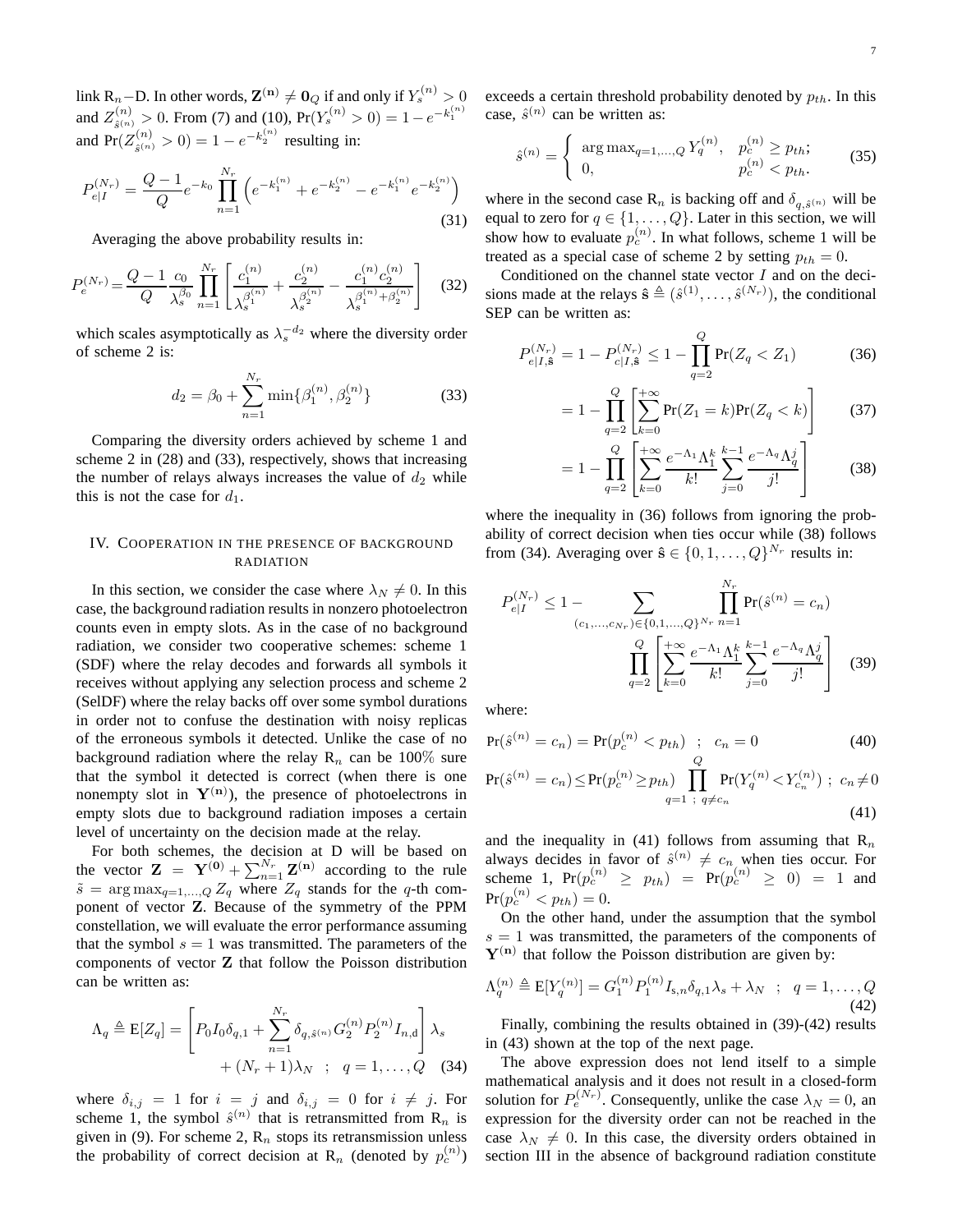link $R_n$−D. In other words, $\mathbf{Z}^{(\mathbf{n})} \neq \mathbf{0}_Q$ if and only if $Y_s^{(n)} > 0$ and $Z_{\hat{s}^{(n)}}^{(n)} > 0$. From (7) and (10), $\Pr(Y_s^{(n)} > 0) = 1 - e^{-k_1^{(n)}}$ and $\Pr(Z_{\hat{s}^{(n)}}^{(n)} > 0) = 1 - e^{-k_2^{(n)}}$ resulting in:

$$P_{e|I}^{(N_r)} = \frac{Q-1}{Q} e^{-k_0} \prod_{n=1}^{N_r} \left( e^{-k_1^{(n)}} + e^{-k_2^{(n)}} - e^{-k_1^{(n)}} e^{-k_2^{(n)}} \right) \tag{31}$$

Averaging the above probability results in:

$$P_e^{(N_r)} = \frac{Q-1}{Q} \frac{c_0}{\lambda_s^{\beta_0}} \prod_{n=1}^{N_r} \left[ \frac{c_1^{(n)}}{\lambda_s^{\beta_1^{(n)}}} + \frac{c_2^{(n)}}{\lambda_s^{\beta_2^{(n)}}} - \frac{c_1^{(n)} c_2^{(n)}}{\lambda_s^{\beta_1^{(n)} + \beta_2^{(n)}}} \right] \tag{32}$$

which scales asymptotically as $\lambda_s^{-d_2}$ where the diversity order of scheme 2 is:

$$d_2 = \beta_0 + \sum_{n=1}^{N_r} \min\{\beta_1^{(n)}, \beta_2^{(n)}\} \tag{33}$$

Comparing the diversity orders achieved by scheme 1 and scheme 2 in (28) and (33), respectively, shows that increasing the number of relays always increases the value of $d_2$ while this is not the case for $d_1$.

## IV. Cooperation in the presence of background radiation

In this section, we consider the case where $\lambda_N \neq 0$. In this case, the background radiation results in nonzero photoelectron counts even in empty slots. As in the case of no background radiation, we consider two cooperative schemes: scheme 1 (SDF) where the relay decodes and forwards all symbols it receives without applying any selection process and scheme 2 (SelDF) where the relay backs off over some symbol durations in order not to confuse the destination with noisy replicas of the erroneous symbols it detected. Unlike the case of no background radiation where the relay $R_n$ can be 100% sure that the symbol it detected is correct (when there is one nonempty slot in $\mathbf{Y}^{(\mathbf{n})}$), the presence of photoelectrons in empty slots due to background radiation imposes a certain level of uncertainty on the decision made at the relay.

For both schemes, the decision at D will be based on the vector $\mathbf{Z} = \mathbf{Y}^{(\mathbf{0})} + \sum_{n=1}^{N_r} \mathbf{Z}^{(\mathbf{n})}$ according to the rule $\tilde{s} = \arg\max_{q=1,\dots,Q} Z_q$ where $Z_q$ stands for the $q$-th component of vector $\mathbf{Z}$. Because of the symmetry of the PPM constellation, we will evaluate the error performance assuming that the symbol $s = 1$ was transmitted. The parameters of the components of vector $\mathbf{Z}$ that follow the Poisson distribution can be written as:

$$\Lambda_q \triangleq \mathrm{E}[Z_q] = \left[ P_0 I_0 \delta_{q,1} + \sum_{n=1}^{N_r} \delta_{q,\hat{s}^{(n)}} G_2^{(n)} P_2^{(n)} I_{n,\mathrm{d}} \right] \lambda_s + (N_r+1)\lambda_N \quad ; \quad q = 1, \dots, Q \tag{34}$$

where $\delta_{i,j} = 1$ for $i = j$ and $\delta_{i,j} = 0$ for $i \neq j$. For scheme 1, the symbol $\hat{s}^{(n)}$ that is retransmitted from $R_n$ is given in (9). For scheme 2, $R_n$ stops its retransmission unless the probability of correct decision at $R_n$ (denoted by $p_c^{(n)}$) exceeds a certain threshold probability denoted by $p_{th}$. In this case, $\hat{s}^{(n)}$ can be written as:

$$\hat{s}^{(n)} = \begin{cases} \arg\max_{q=1,\dots,Q} Y_q^{(n)}, & p_c^{(n)} \geq p_{th}; \\ 0, & p_c^{(n)} < p_{th}. \end{cases} \tag{35}$$

where in the second case $R_n$ is backing off and $\delta_{q,\hat{s}^{(n)}}$ will be equal to zero for $q \in \{1, \dots, Q\}$. Later in this section, we will show how to evaluate $p_c^{(n)}$. In what follows, scheme 1 will be treated as a special case of scheme 2 by setting $p_{th} = 0$.

Conditioned on the channel state vector $I$ and on the decisions made at the relays $\hat{\mathbf{s}} \triangleq (\hat{s}^{(1)}, \dots, \hat{s}^{(N_r)})$, the conditional SEP can be written as:

$$P_{e|I,\hat{\mathbf{s}}}^{(N_r)} = 1 - P_{c|I,\hat{\mathbf{s}}}^{(N_r)} \leq 1 - \prod_{q=2}^{Q} \Pr(Z_q < Z_1) \tag{36}$$

$$= 1 - \prod_{q=2}^{Q} \left[ \sum_{k=0}^{+\infty} \Pr(Z_1 = k) \Pr(Z_q < k) \right] \tag{37}$$

$$= 1 - \prod_{q=2}^{Q} \left[ \sum_{k=0}^{+\infty} \frac{e^{-\Lambda_1} \Lambda_1^k}{k!} \sum_{j=0}^{k-1} \frac{e^{-\Lambda_q} \Lambda_q^j}{j!} \right] \tag{38}$$

where the inequality in (36) follows from ignoring the probability of correct decision when ties occur while (38) follows from (34). Averaging over $\hat{\mathbf{s}} \in \{0, 1, \dots, Q\}^{N_r}$ results in:

$$P_{e|I}^{(N_r)} \leq 1 - \sum_{(c_1,\dots,c_{N_r}) \in \{0,1,\dots,Q\}^{N_r}} \prod_{n=1}^{N_r} \Pr(\hat{s}^{(n)} = c_n) \prod_{q=2}^{Q} \left[ \sum_{k=0}^{+\infty} \frac{e^{-\Lambda_1} \Lambda_1^k}{k!} \sum_{j=0}^{k-1} \frac{e^{-\Lambda_q} \Lambda_q^j}{j!} \right] \tag{39}$$

where:

$$\Pr(\hat{s}^{(n)} = c_n) = \Pr(p_c^{(n)} < p_{th}) \quad ; \quad c_n = 0 \tag{40}$$

$$\Pr(\hat{s}^{(n)} = c_n) \leq \Pr(p_c^{(n)} \geq p_{th}) \prod_{q=1 \; ; \; q \neq c_n}^{Q} \Pr(Y_q^{(n)} < Y_{c_n}^{(n)}) \; ; \; c_n \neq 0 \tag{41}$$

and the inequality in (41) follows from assuming that $R_n$ always decides in favor of $\hat{s}^{(n)} \neq c_n$ when ties occur. For scheme 1, $\Pr(p_c^{(n)} \geq p_{th}) = \Pr(p_c^{(n)} \geq 0) = 1$ and $\Pr(p_c^{(n)} < p_{th}) = 0$.

On the other hand, under the assumption that the symbol $s = 1$ was transmitted, the parameters of the components of $\mathbf{Y}^{(\mathbf{n})}$ that follow the Poisson distribution are given by:

$$\Lambda_q^{(n)} \triangleq \mathrm{E}[Y_q^{(n)}] = G_1^{(n)} P_1^{(n)} I_{\mathrm{s},n} \delta_{q,1} \lambda_s + \lambda_N \quad ; \quad q = 1, \dots, Q \tag{42}$$

Finally, combining the results obtained in (39)-(42) results in (43) shown at the top of the next page.

The above expression does not lend itself to a simple mathematical analysis and it does not result in a closed-form solution for $P_e^{(N_r)}$. Consequently, unlike the case $\lambda_N = 0$, an expression for the diversity order can not be reached in the case $\lambda_N \neq 0$. In this case, the diversity orders obtained in section III in the absence of background radiation constitute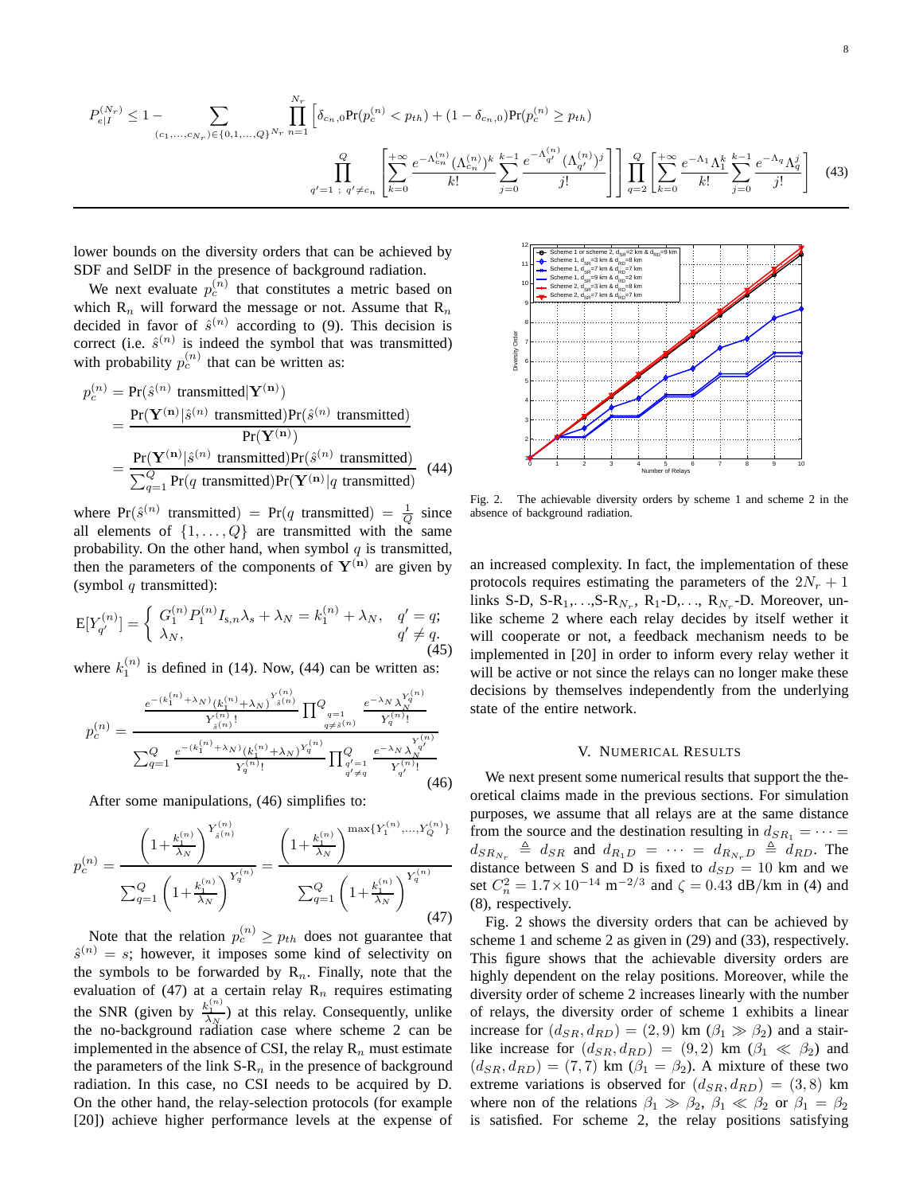$$P_{e|I}^{(N_r)} \leq 1 - \sum_{(c_1,\dots,c_{N_r})\in\{0,1,\dots,Q\}^{N_r}} \prod_{n=1}^{N_r} \left[ \delta_{c_n,0} \Pr(p_c^{(n)} < p_{th}) + (1-\delta_{c_n,0}) \Pr(p_c^{(n)} \geq p_{th}) \right.$$
$$\left. \prod_{q'=1\ ;\ q'\neq c_n}^{Q} \left[ \sum_{k=0}^{+\infty} \frac{e^{-\Lambda_{c_n}^{(n)}} (\Lambda_{c_n}^{(n)})^k}{k!} \sum_{j=0}^{k-1} \frac{e^{-\Lambda_{q'}^{(n)}} (\Lambda_{q'}^{(n)})^j}{j!} \right] \right] \prod_{q=2}^{Q} \left[ \sum_{k=0}^{+\infty} \frac{e^{-\Lambda_1} \Lambda_1^k}{k!} \sum_{j=0}^{k-1} \frac{e^{-\Lambda_q} \Lambda_q^j}{j!} \right] \quad (43)$$

lower bounds on the diversity orders that can be achieved by SDF and SelDF in the presence of background radiation.

We next evaluate $p_c^{(n)}$ that constitutes a metric based on which $R_n$ will forward the message or not. Assume that $R_n$ decided in favor of $\hat{s}^{(n)}$ according to (9). This decision is correct (i.e. $\hat{s}^{(n)}$ is indeed the symbol that was transmitted) with probability $p_c^{(n)}$ that can be written as:

$$\begin{aligned} p_c^{(n)} &= \Pr(\hat{s}^{(n)} \text{ transmitted} | \mathbf{Y^{(n)}}) \\ &= \frac{\Pr(\mathbf{Y^{(n)}} | \hat{s}^{(n)} \text{ transmitted}) \Pr(\hat{s}^{(n)} \text{ transmitted})}{\Pr(\mathbf{Y^{(n)}})} \\ &= \frac{\Pr(\mathbf{Y^{(n)}} | \hat{s}^{(n)} \text{ transmitted}) \Pr(\hat{s}^{(n)} \text{ transmitted})}{\sum_{q=1}^{Q} \Pr(q \text{ transmitted}) \Pr(\mathbf{Y^{(n)}} | q \text{ transmitted})} \end{aligned} \quad (44)$$

where $\Pr(\hat{s}^{(n)} \text{ transmitted}) = \Pr(q \text{ transmitted}) = \frac{1}{Q}$ since all elements of $\{1,\dots,Q\}$ are transmitted with the same probability. On the other hand, when symbol $q$ is transmitted, then the parameters of the components of $\mathbf{Y^{(n)}}$ are given by (symbol $q$ transmitted):

$$\text{E}[Y_{q'}^{(n)}] = \begin{cases} G_1^{(n)} P_1^{(n)} I_{s,n} \lambda_s + \lambda_N = k_1^{(n)} + \lambda_N, & q' = q; \\ \lambda_N, & q' \neq q. \end{cases} \quad (45)$$

where $k_1^{(n)}$ is defined in (14). Now, (44) can be written as:

$$p_c^{(n)} = \frac{\frac{e^{-(k_1^{(n)}+\lambda_N)} (k_1^{(n)}+\lambda_N)^{Y_{\hat{s}^{(n)}}^{(n)}}}{Y_{\hat{s}^{(n)}}^{(n)}!} \prod_{q=1, q\neq \hat{s}^{(n)}}^{Q} \frac{e^{-\lambda_N} \lambda_N^{Y_q^{(n)}}}{Y_q^{(n)}!}}{\sum_{q=1}^{Q} \frac{e^{-(k_1^{(n)}+\lambda_N)} (k_1^{(n)}+\lambda_N)^{Y_q^{(n)}}}{Y_q^{(n)}!} \prod_{q'=1, q'\neq q}^{Q} \frac{e^{-\lambda_N} \lambda_N^{Y_{q'}^{(n)}}}{Y_{q'}^{(n)}!}} \quad (46)$$

After some manipulations, (46) simplifies to:

$$p_c^{(n)} = \frac{\left(1+\frac{k_1^{(n)}}{\lambda_N}\right)^{Y_{\hat{s}^{(n)}}^{(n)}}}{\sum_{q=1}^{Q} \left(1+\frac{k_1^{(n)}}{\lambda_N}\right)^{Y_q^{(n)}}} = \frac{\left(1+\frac{k_1^{(n)}}{\lambda_N}\right)^{\max\{Y_1^{(n)},\dots,Y_Q^{(n)}\}}}{\sum_{q=1}^{Q} \left(1+\frac{k_1^{(n)}}{\lambda_N}\right)^{Y_q^{(n)}}} \quad (47)$$

Note that the relation $p_c^{(n)} \geq p_{th}$ does not guarantee that $\hat{s}^{(n)} = s$; however, it imposes some kind of selectivity on the symbols to be forwarded by $R_n$. Finally, note that the evaluation of (47) at a certain relay $R_n$ requires estimating the SNR (given by $\frac{k_1^{(n)}}{\lambda_N}$) at this relay. Consequently, unlike the no-background radiation case where scheme 2 can be implemented in the absence of CSI, the relay $R_n$ must estimate the parameters of the link S-$R_n$ in the presence of background radiation. In this case, no CSI needs to be acquired by D. On the other hand, the relay-selection protocols (for example [20]) achieve higher performance levels at the expense of an increased complexity. In fact, the implementation of these protocols requires estimating the parameters of the $2N_r + 1$ links S-D, S-$R_1$,...,S-$R_{N_r}$, $R_1$-D,..., $R_{N_r}$-D. Moreover, unlike scheme 2 where each relay decides by itself wether it will cooperate or not, a feedback mechanism needs to be implemented in [20] in order to inform every relay wether it will be active or not since the relays can no longer make these decisions by themselves independently from the underlying state of the entire network.

Fig. 2. The achievable diversity orders by scheme 1 and scheme 2 in the absence of background radiation.

## V. Numerical Results

We next present some numerical results that support the theoretical claims made in the previous sections. For simulation purposes, we assume that all relays are at the same distance from the source and the destination resulting in $d_{SR_1} = \cdots = d_{SR_{N_r}} \triangleq d_{SR}$ and $d_{R_1D} = \cdots = d_{R_{N_r}D} \triangleq d_{RD}$. The distance between S and D is fixed to $d_{SD} = 10$ km and we set $C_n^2 = 1.7\times10^{-14}$ m$^{-2/3}$ and $\zeta = 0.43$ dB/km in (4) and (8), respectively.

Fig. 2 shows the diversity orders that can be achieved by scheme 1 and scheme 2 as given in (29) and (33), respectively. This figure shows that the achievable diversity orders are highly dependent on the relay positions. Moreover, while the diversity order of scheme 2 increases linearly with the number of relays, the diversity order of scheme 1 exhibits a linear increase for $(d_{SR}, d_{RD}) = (2, 9)$ km ($\beta_1 \gg \beta_2$) and a stair-like increase for $(d_{SR}, d_{RD}) = (9, 2)$ km ($\beta_1 \ll \beta_2$) and $(d_{SR}, d_{RD}) = (7, 7)$ km ($\beta_1 = \beta_2$). A mixture of these two extreme variations is observed for $(d_{SR}, d_{RD}) = (3, 8)$ km where non of the relations $\beta_1 \gg \beta_2$, $\beta_1 \ll \beta_2$ or $\beta_1 = \beta_2$ is satisfied. For scheme 2, the relay positions satisfying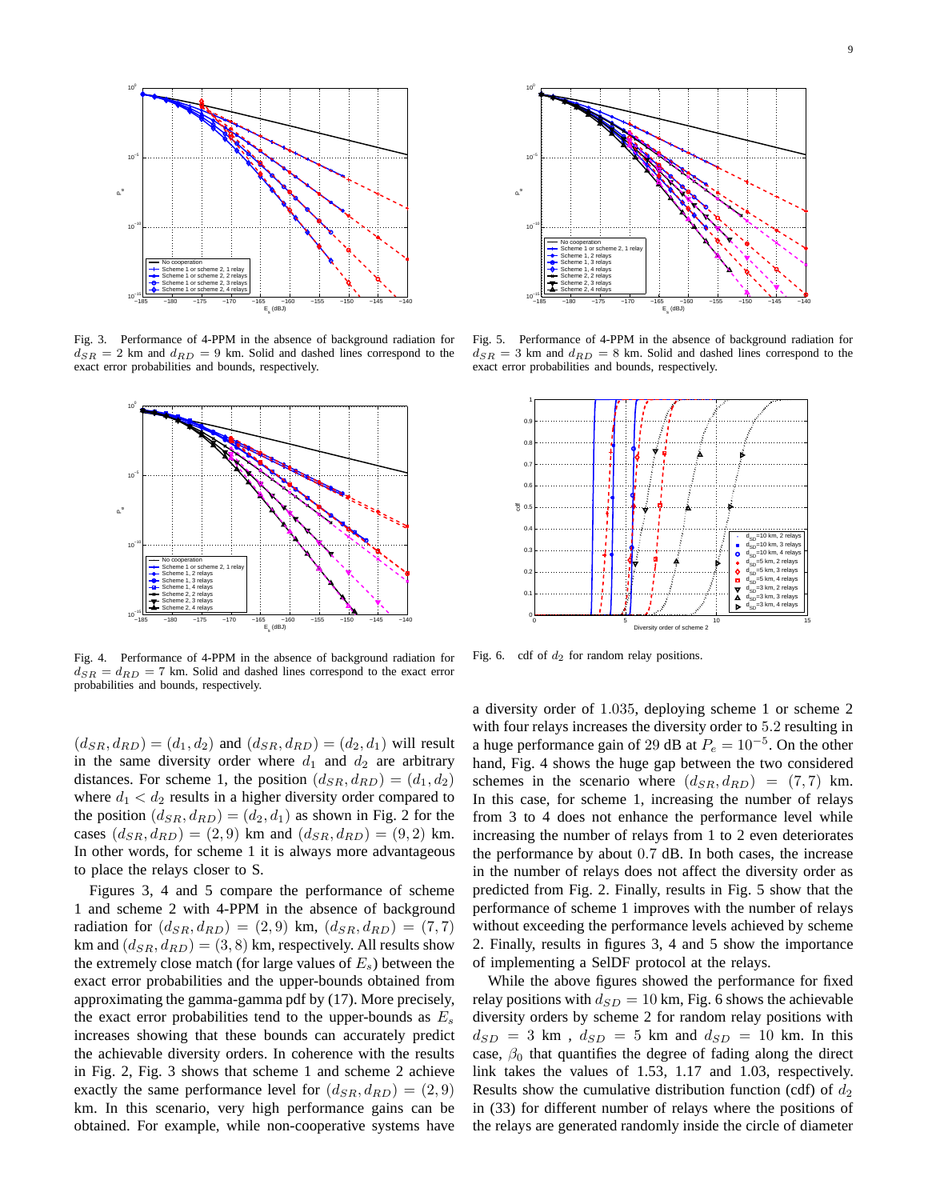Fig. 3. Performance of 4-PPM in the absence of background radiation for $d_{SR} = 2$ km and $d_{RD} = 9$ km. Solid and dashed lines correspond to the exact error probabilities and bounds, respectively.

Fig. 5. Performance of 4-PPM in the absence of background radiation for $d_{SR} = 3$ km and $d_{RD} = 8$ km. Solid and dashed lines correspond to the exact error probabilities and bounds, respectively.

Fig. 4. Performance of 4-PPM in the absence of background radiation for $d_{SR} = d_{RD} = 7$ km. Solid and dashed lines correspond to the exact error probabilities and bounds, respectively.

Fig. 6. cdf of $d_2$ for random relay positions.

$(d_{SR}, d_{RD}) = (d_1, d_2)$ and $(d_{SR}, d_{RD}) = (d_2, d_1)$ will result in the same diversity order where $d_1$ and $d_2$ are arbitrary distances. For scheme 1, the position $(d_{SR}, d_{RD}) = (d_1, d_2)$ where $d_1 < d_2$ results in a higher diversity order compared to the position $(d_{SR}, d_{RD}) = (d_2, d_1)$ as shown in Fig. 2 for the cases $(d_{SR}, d_{RD}) = (2, 9)$ km and $(d_{SR}, d_{RD}) = (9, 2)$ km. In other words, for scheme 1 it is always more advantageous to place the relays closer to S.

Figures 3, 4 and 5 compare the performance of scheme 1 and scheme 2 with 4-PPM in the absence of background radiation for $(d_{SR}, d_{RD}) = (2, 9)$ km, $(d_{SR}, d_{RD}) = (7, 7)$ km and $(d_{SR}, d_{RD}) = (3, 8)$ km, respectively. All results show the extremely close match (for large values of $E_s$) between the exact error probabilities and the upper-bounds obtained from approximating the gamma-gamma pdf by (17). More precisely, the exact error probabilities tend to the upper-bounds as $E_s$ increases showing that these bounds can accurately predict the achievable diversity orders. In coherence with the results in Fig. 2, Fig. 3 shows that scheme 1 and scheme 2 achieve exactly the same performance level for $(d_{SR}, d_{RD}) = (2, 9)$ km. In this scenario, very high performance gains can be obtained. For example, while non-cooperative systems have a diversity order of $1.035$, deploying scheme 1 or scheme 2 with four relays increases the diversity order to $5.2$ resulting in a huge performance gain of 29 dB at $P_e = 10^{-5}$. On the other hand, Fig. 4 shows the huge gap between the two considered schemes in the scenario where $(d_{SR}, d_{RD}) = (7, 7)$ km. In this case, for scheme 1, increasing the number of relays from 3 to 4 does not enhance the performance level while increasing the number of relays from 1 to 2 even deteriorates the performance by about $0.7$ dB. In both cases, the increase in the number of relays does not affect the diversity order as predicted from Fig. 2. Finally, results in Fig. 5 show that the performance of scheme 1 improves with the number of relays without exceeding the performance levels achieved by scheme 2. Finally, results in figures 3, 4 and 5 show the importance of implementing a SelDF protocol at the relays.

While the above figures showed the performance for fixed relay positions with $d_{SD} = 10$ km, Fig. 6 shows the achievable diversity orders by scheme 2 for random relay positions with $d_{SD} = 3$ km , $d_{SD} = 5$ km and $d_{SD} = 10$ km. In this case, $\beta_0$ that quantifies the degree of fading along the direct link takes the values of 1.53, 1.17 and 1.03, respectively. Results show the cumulative distribution function (cdf) of $d_2$ in (33) for different number of relays where the positions of the relays are generated randomly inside the circle of diameter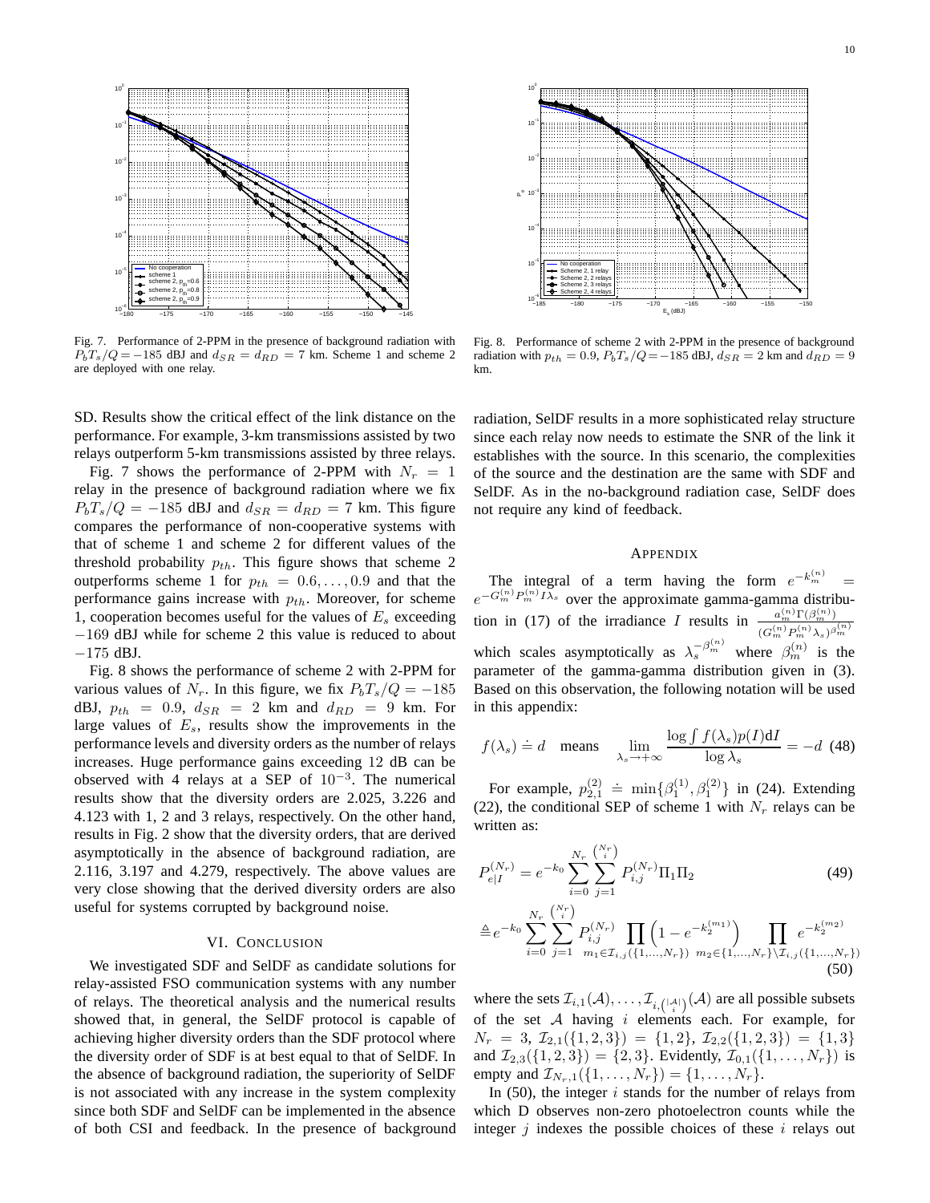Fig. 7. Performance of 2-PPM in the presence of background radiation with $P_b T_s/Q = -185$ dBJ and $d_{SR} = d_{RD} = 7$ km. Scheme 1 and scheme 2 are deployed with one relay.

Fig. 8. Performance of scheme 2 with 2-PPM in the presence of background radiation with $p_{th} = 0.9$, $P_b T_s/Q = -185$ dBJ, $d_{SR} = 2$ km and $d_{RD} = 9$ km.

SD. Results show the critical effect of the link distance on the performance. For example, 3-km transmissions assisted by two relays outperform 5-km transmissions assisted by three relays.

Fig. 7 shows the performance of 2-PPM with $N_r = 1$ relay in the presence of background radiation where we fix $P_b T_s/Q = -185$ dBJ and $d_{SR} = d_{RD} = 7$ km. This figure compares the performance of non-cooperative systems with that of scheme 1 and scheme 2 for different values of the threshold probability $p_{th}$. This figure shows that scheme 2 outperforms scheme 1 for $p_{th} = 0.6, \ldots, 0.9$ and that the performance gains increase with $p_{th}$. Moreover, for scheme 1, cooperation becomes useful for the values of $E_s$ exceeding $-169$ dBJ while for scheme 2 this value is reduced to about $-175$ dBJ.

Fig. 8 shows the performance of scheme 2 with 2-PPM for various values of $N_r$. In this figure, we fix $P_b T_s/Q = -185$ dBJ, $p_{th} = 0.9$, $d_{SR} = 2$ km and $d_{RD} = 9$ km. For large values of $E_s$, results show the improvements in the performance levels and diversity orders as the number of relays increases. Huge performance gains exceeding 12 dB can be observed with 4 relays at a SEP of $10^{-3}$. The numerical results show that the diversity orders are 2.025, 3.226 and 4.123 with 1, 2 and 3 relays, respectively. On the other hand, results in Fig. 2 show that the diversity orders, that are derived asymptotically in the absence of background radiation, are 2.116, 3.197 and 4.279, respectively. The above values are very close showing that the derived diversity orders are also useful for systems corrupted by background noise.

## VI. Conclusion

We investigated SDF and SelDF as candidate solutions for relay-assisted FSO communication systems with any number of relays. The theoretical analysis and the numerical results showed that, in general, the SelDF protocol is capable of achieving higher diversity orders than the SDF protocol where the diversity order of SDF is at best equal to that of SelDF. In the absence of background radiation, the superiority of SelDF is not associated with any increase in the system complexity since both SDF and SelDF can be implemented in the absence of both CSI and feedback. In the presence of background radiation, SelDF results in a more sophisticated relay structure since each relay now needs to estimate the SNR of the link it establishes with the source. In this scenario, the complexities of the source and the destination are the same with SDF and SelDF. As in the no-background radiation case, SelDF does not require any kind of feedback.

## Appendix

The integral of a term having the form $e^{-k_m^{(n)}} = e^{-G_m^{(n)} P_m^{(n)} I \lambda_s}$ over the approximate gamma-gamma distribution in (17) of the irradiance $I$ results in $\frac{a_m^{(n)} \Gamma(\beta_m^{(n)})}{(G_m^{(n)} P_m^{(n)} \lambda_s)^{\beta_m^{(n)}}}$ which scales asymptotically as $\lambda_s^{-\beta_m^{(n)}}$ where $\beta_m^{(n)}$ is the parameter of the gamma-gamma distribution given in (3). Based on this observation, the following notation will be used in this appendix:

$$f(\lambda_s) \doteq d \quad \text{means} \quad \lim_{\lambda_s \to +\infty} \frac{\log \int f(\lambda_s) p(I) \mathrm{d}I}{\log \lambda_s} = -d \tag{48}$$

For example, $p_{2,1}^{(2)} \doteq \min\{\beta_1^{(1)}, \beta_1^{(2)}\}$ in (24). Extending (22), the conditional SEP of scheme 1 with $N_r$ relays can be written as:

$$P_{e|I}^{(N_r)} = e^{-k_0} \sum_{i=0}^{N_r} \sum_{j=1}^{\binom{N_r}{i}} P_{i,j}^{(N_r)} \Pi_1 \Pi_2 \tag{49}$$

$$\triangleq e^{-k_0} \sum_{i=0}^{N_r} \sum_{j=1}^{\binom{N_r}{i}} P_{i,j}^{(N_r)} \prod_{m_1 \in \mathcal{I}_{i,j}(\{1,\ldots,N_r\})} \left(1 - e^{-k_2^{(m_1)}}\right) \prod_{m_2 \in \{1,\ldots,N_r\} \setminus \mathcal{I}_{i,j}(\{1,\ldots,N_r\})} e^{-k_2^{(m_2)}} \tag{50}$$

where the sets $\mathcal{I}_{i,1}(\mathcal{A}), \ldots, \mathcal{I}_{i,\binom{|\mathcal{A}|}{i}}(\mathcal{A})$ are all possible subsets of the set $\mathcal{A}$ having $i$ elements each. For example, for $N_r = 3$, $\mathcal{I}_{2,1}(\{1,2,3\}) = \{1,2\}$, $\mathcal{I}_{2,2}(\{1,2,3\}) = \{1,3\}$ and $\mathcal{I}_{2,3}(\{1,2,3\}) = \{2,3\}$. Evidently, $\mathcal{I}_{0,1}(\{1,\ldots,N_r\})$ is empty and $\mathcal{I}_{N_r,1}(\{1,\ldots,N_r\}) = \{1,\ldots,N_r\}$.

In (50), the integer $i$ stands for the number of relays from which D observes non-zero photoelectron counts while the integer $j$ indexes the possible choices of these $i$ relays out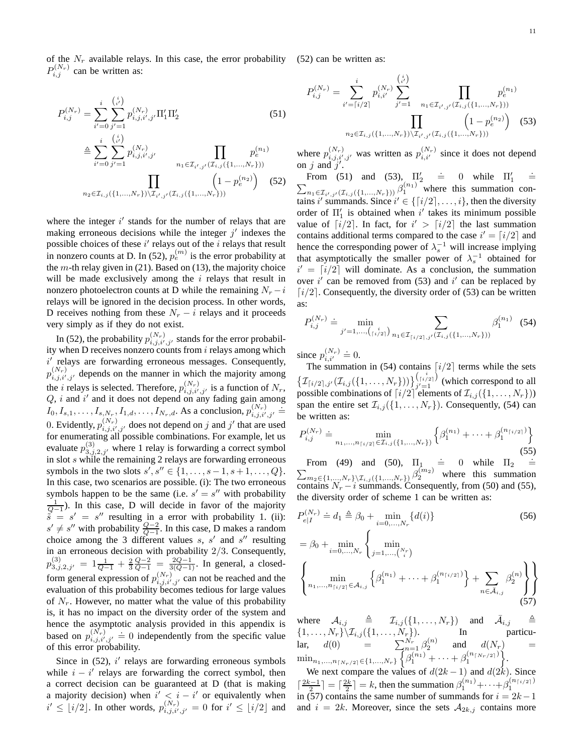of the $N_r$ available relays. In this case, the error probability $P_{i,j}^{(N_r)}$ can be written as:

$$P_{i,j}^{(N_r)} = \sum_{i'=0}^{i} \sum_{j'=1}^{\binom{i}{i'}} p_{i,j,i',j'}^{(N_r)} \Pi_1' \Pi_2' \tag{51}$$

$$\triangleq \sum_{i'=0}^{i} \sum_{j'=1}^{\binom{i}{i'}} p_{i,j,i',j'}^{(N_r)} \prod_{n_1 \in \mathcal{I}_{i',j'}(\mathcal{I}_{i,j}(\{1,\dots,N_r\}))} p_e^{(n_1)} \prod_{n_2 \in \mathcal{I}_{i,j}(\{1,\dots,N_r\}) \backslash \mathcal{I}_{i',j'}(\mathcal{I}_{i,j}(\{1,\dots,N_r\}))} \left(1 - p_e^{(n_2)}\right) \tag{52}$$

where the integer $i'$ stands for the number of relays that are making erroneous decisions while the integer $j'$ indexes the possible choices of these $i'$ relays out of the $i$ relays that result in nonzero counts at D. In (52), $p_e^{(m)}$ is the error probability at the $m$-th relay given in (21). Based on (13), the majority choice will be made exclusively among the $i$ relays that result in nonzero photoelectron counts at D while the remaining $N_r - i$ relays will be ignored in the decision process. In other words, D receives nothing from these $N_r - i$ relays and it proceeds very simply as if they do not exist.

In (52), the probability $p_{i,j,i',j'}^{(N_r)}$ stands for the error probability when D receives nonzero counts from $i$ relays among which $i'$ relays are forwarding erroneous messages. Consequently, $p_{i,j,i',j'}^{(N_r)}$ depends on the manner in which the majority among the $i$ relays is selected. Therefore, $p_{i,j,i',j'}^{(N_r)}$ is a function of $N_r$, $Q$, $i$ and $i'$ and it does not depend on any fading gain among $I_0, I_{s,1}, \dots, I_{s,N_r}, I_{1,d}, \dots, I_{N_r,d}$. As a conclusion, $p_{i,j,i',j'}^{(N_r)} \doteq 0$. Evidently, $p_{i,j,i',j'}^{(N_r)}$ does not depend on $j$ and $j'$ that are used for enumerating all possible combinations. For example, let us evaluate $p_{3,j,2,j'}^{(3)}$ where 1 relay is forwarding a correct symbol in slot $s$ while the remaining 2 relays are forwarding erroneous symbols in the two slots $s', s'' \in \{1, \dots, s-1, s+1, \dots, Q\}$. In this case, two scenarios are possible. (i): The two erroneous symbols happen to be the same (i.e. $s' = s''$ with probability $\frac{1}{Q-1}$). In this case, D will decide in favor of the majority $\hat{s} = s' = s''$ resulting in a error with probability 1. (ii): $s' \neq s''$ with probability $\frac{Q-2}{Q-1}$. In this case, D makes a random choice among the 3 different values $s$, $s'$ and $s''$ resulting in an erroneous decision with probability $2/3$. Consequently, $p_{3,j,2,j'}^{(3)} = 1\frac{1}{Q-1} + \frac{2}{3}\frac{Q-2}{Q-1} = \frac{2Q-1}{3(Q-1)}$. In general, a closed-form general expression of $p_{i,j,i',j'}^{(N_r)}$ can not be reached and the evaluation of this probability becomes tedious for large values of $N_r$. However, no matter what the value of this probability is, it has no impact on the diversity order of the system and hence the asymptotic analysis provided in this appendix is based on $p_{i,j,i',j'}^{(N_r)} \doteq 0$ independently from the specific value of this error probability.

Since in (52), $i'$ relays are forwarding erroneous symbols while $i - i'$ relays are forwarding the correct symbol, then a correct decision can be guaranteed at D (that is making a majority decision) when $i' < i - i'$ or equivalently when $i' \leq \lfloor i/2 \rfloor$. In other words, $p_{i,j,i',j'}^{(N_r)} = 0$ for $i' \leq \lfloor i/2 \rfloor$ and (52) can be written as:

$$P_{i,j}^{(N_r)} = \sum_{i'=\lceil i/2 \rceil}^{i} p_{i,i'}^{(N_r)} \sum_{j'=1}^{\binom{i}{i'}} \prod_{n_1 \in \mathcal{I}_{i',j'}(\mathcal{I}_{i,j}(\{1,\dots,N_r\}))} p_e^{(n_1)} \prod_{n_2 \in \mathcal{I}_{i,j}(\{1,\dots,N_r\}) \backslash \mathcal{I}_{i',j'}(\mathcal{I}_{i,j}(\{1,\dots,N_r\}))} \left(1 - p_e^{(n_2)}\right) \tag{53}$$

where $p_{i,j,i',j'}^{(N_r)}$ was written as $p_{i,i'}^{(N_r)}$ since it does not depend on $j$ and $j'$.

From (51) and (53), $\Pi_2' \doteq 0$ while $\Pi_1' \doteq \sum_{n_1 \in \mathcal{I}_{i',j'}(\mathcal{I}_{i,j}(\{1,\dots,N_r\}))} \beta_1^{(n_1)}$ where this summation contains $i'$ summands. Since $i' \in \{\lceil i/2 \rceil, \dots, i\}$, then the diversity order of $\Pi_1'$ is obtained when $i'$ takes its minimum possible value of $\lceil i/2 \rceil$. In fact, for $i' > \lceil i/2 \rceil$ the last summation contains additional terms compared to the case $i' = \lceil i/2 \rceil$ and hence the corresponding power of $\lambda_s^{-1}$ will increase implying that asymptotically the smaller power of $\lambda_s^{-1}$ obtained for $i' = \lceil i/2 \rceil$ will dominate. As a conclusion, the summation over $i'$ can be removed from (53) and $i'$ can be replaced by $\lceil i/2 \rceil$. Consequently, the diversity order of (53) can be written as:

$$P_{i,j}^{(N_r)} \doteq \min_{j'=1,\dots,\binom{i}{\lceil i/2 \rceil}} \sum_{n_1 \in \mathcal{I}_{\lceil i/2 \rceil,j'}(\mathcal{I}_{i,j}(\{1,\dots,N_r\}))} \beta_1^{(n_1)} \tag{54}$$

since $p_{i,i'}^{(N_r)} \doteq 0$.

The summation in (54) contains $\lceil i/2 \rceil$ terms while the sets $\left\{\mathcal{I}_{\lceil i/2 \rceil,j'}(\mathcal{I}_{i,j}(\{1,\dots,N_r\}))\right\}_{j'=1}^{\binom{i}{\lceil i/2 \rceil}}$ (which correspond to all possible combinations of $\lceil i/2 \rceil$ elements of $\mathcal{I}_{i,j}(\{1,\dots,N_r\})$) span the entire set $\mathcal{I}_{i,j}(\{1,\dots,N_r\})$. Consequently, (54) can be written as:

$$P_{i,j}^{(N_r)} \doteq \min_{n_1,\dots,n_{\lceil i/2 \rceil} \in \mathcal{I}_{i,j}(\{1,\dots,N_r\})} \left\{\beta_1^{(n_1)} + \dots + \beta_1^{(n_{\lceil i/2 \rceil})}\right\} \tag{55}$$

From (49) and (50), $\Pi_1 \doteq 0$ while $\Pi_2 \doteq \sum_{m_2 \in \{1,\dots,N_r\} \backslash \mathcal{I}_{i,j}(\{1,\dots,N_r\})} \beta_2^{(m_2)}$ where this summation contains $N_r - i$ summands. Consequently, from (50) and (55), the diversity order of scheme 1 can be written as:

$$P_{e|I}^{(N_r)} \doteq d_1 \triangleq \beta_0 + \min_{i=0,\dots,N_r} \{d(i)\} \tag{56}$$

$$= \beta_0 + \min_{i=0,\dots,N_r} \left\{ \min_{j=1,\dots,\binom{N_r}{i}} \left\{ \min_{n_1,\dots,n_{\lceil i/2 \rceil} \in \mathcal{A}_{i,j}} \left\{\beta_1^{(n_1)} + \dots + \beta_1^{(n_{\lceil i/2 \rceil})}\right\} + \sum_{n \in \bar{\mathcal{A}}_{i,j}} \beta_2^{(n)} \right\} \right\} \tag{57}$$

where $\mathcal{A}_{i,j} \triangleq \mathcal{I}_{i,j}(\{1,\dots,N_r\})$ and $\bar{\mathcal{A}}_{i,j} \triangleq \{1,\dots,N_r\} \backslash \mathcal{I}_{i,j}(\{1,\dots,N_r\})$. In particular, $d(0) = \sum_{n=1}^{N_r} \beta_2^{(n)}$ and $d(N_r) = \min_{n_1,\dots,n_{\lceil N_r/2 \rceil} \in \{1,\dots,N_r\}} \left\{\beta_1^{(n_1)} + \dots + \beta_1^{(n_{\lceil N_r/2 \rceil})}\right\}$.

We next compare the values of $d(2k-1)$ and $d(2k)$. Since $\lceil \frac{2k-1}{2} \rceil = \lceil \frac{2k}{2} \rceil = k$, then the summation $\beta_1^{(n_1)} + \dots + \beta_1^{(n_{\lceil i/2 \rceil})}$ in (57) contains the same number of summands for $i = 2k-1$ and $i = 2k$. Moreover, since the sets $\mathcal{A}_{2k,j}$ contains more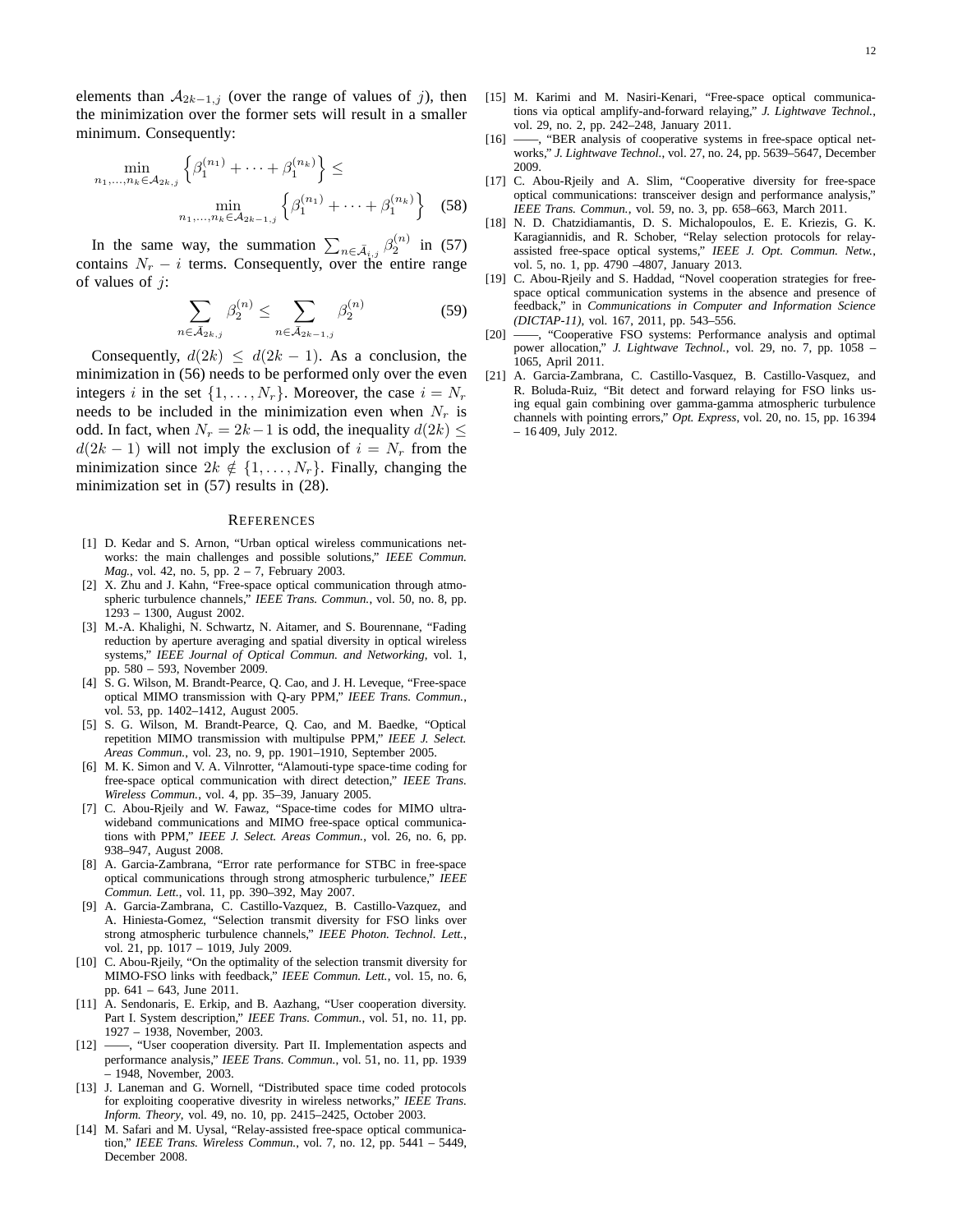elements than $\mathcal{A}_{2k-1,j}$ (over the range of values of $j$), then the minimization over the former sets will result in a smaller minimum. Consequently:

$$\min_{n_1,\dots,n_k \in \mathcal{A}_{2k,j}} \left\{ \beta_1^{(n_1)} + \cdots + \beta_1^{(n_k)} \right\} \leq \min_{n_1,\dots,n_k \in \mathcal{A}_{2k-1,j}} \left\{ \beta_1^{(n_1)} + \cdots + \beta_1^{(n_k)} \right\} \quad (58)$$

In the same way, the summation $\sum_{n \in \bar{\mathcal{A}}_{i,j}} \beta_2^{(n)}$ in (57) contains $N_r - i$ terms. Consequently, over the entire range of values of $j$:

$$\sum_{n \in \bar{\mathcal{A}}_{2k,j}} \beta_2^{(n)} \leq \sum_{n \in \bar{\mathcal{A}}_{2k-1,j}} \beta_2^{(n)} \quad (59)$$

Consequently, $d(2k) \leq d(2k-1)$. As a conclusion, the minimization in (56) needs to be performed only over the even integers $i$ in the set $\{1,\dots,N_r\}$. Moreover, the case $i = N_r$ needs to be included in the minimization even when $N_r$ is odd. In fact, when $N_r = 2k-1$ is odd, the inequality $d(2k) \leq d(2k-1)$ will not imply the exclusion of $i = N_r$ from the minimization since $2k \notin \{1,\dots,N_r\}$. Finally, changing the minimization set in (57) results in (28).

## References

[1] D. Kedar and S. Arnon, "Urban optical wireless communications networks: the main challenges and possible solutions," *IEEE Commun. Mag.*, vol. 42, no. 5, pp. 2 – 7, February 2003.

[2] X. Zhu and J. Kahn, "Free-space optical communication through atmospheric turbulence channels," *IEEE Trans. Commun.*, vol. 50, no. 8, pp. 1293 – 1300, August 2002.

[3] M.-A. Khalighi, N. Schwartz, N. Aitamer, and S. Bourennane, "Fading reduction by aperture averaging and spatial diversity in optical wireless systems," *IEEE Journal of Optical Commun. and Networking*, vol. 1, pp. 580 – 593, November 2009.

[4] S. G. Wilson, M. Brandt-Pearce, Q. Cao, and J. H. Leveque, "Free-space optical MIMO transmission with Q-ary PPM," *IEEE Trans. Commun.*, vol. 53, pp. 1402–1412, August 2005.

[5] S. G. Wilson, M. Brandt-Pearce, Q. Cao, and M. Baedke, "Optical repetition MIMO transmission with multipulse PPM," *IEEE J. Select. Areas Commun.*, vol. 23, no. 9, pp. 1901–1910, September 2005.

[6] M. K. Simon and V. A. Vilnrotter, "Alamouti-type space-time coding for free-space optical communication with direct detection," *IEEE Trans. Wireless Commun.*, vol. 4, pp. 35–39, January 2005.

[7] C. Abou-Rjeily and W. Fawaz, "Space-time codes for MIMO ultra-wideband communications and MIMO free-space optical communications with PPM," *IEEE J. Select. Areas Commun.*, vol. 26, no. 6, pp. 938–947, August 2008.

[8] A. Garcia-Zambrana, "Error rate performance for STBC in free-space optical communications through strong atmospheric turbulence," *IEEE Commun. Lett.*, vol. 11, pp. 390–392, May 2007.

[9] A. Garcia-Zambrana, C. Castillo-Vazquez, B. Castillo-Vazquez, and A. Hiniesta-Gomez, "Selection transmit diversity for FSO links over strong atmospheric turbulence channels," *IEEE Photon. Technol. Lett.*, vol. 21, pp. 1017 – 1019, July 2009.

[10] C. Abou-Rjeily, "On the optimality of the selection transmit diversity for MIMO-FSO links with feedback," *IEEE Commun. Lett.*, vol. 15, no. 6, pp. 641 – 643, June 2011.

[11] A. Sendonaris, E. Erkip, and B. Aazhang, "User cooperation diversity. Part I. System description," *IEEE Trans. Commun.*, vol. 51, no. 11, pp. 1927 – 1938, November, 2003.

[12] ——, "User cooperation diversity. Part II. Implementation aspects and performance analysis," *IEEE Trans. Commun.*, vol. 51, no. 11, pp. 1939 – 1948, November, 2003.

[13] J. Laneman and G. Wornell, "Distributed space time coded protocols for exploiting cooperative diversity in wireless networks," *IEEE Trans. Inform. Theory*, vol. 49, no. 10, pp. 2415–2425, October 2003.

[14] M. Safari and M. Uysal, "Relay-assisted free-space optical communication," *IEEE Trans. Wireless Commun.*, vol. 7, no. 12, pp. 5441 – 5449, December 2008.

[15] M. Karimi and M. Nasiri-Kenari, "Free-space optical communications via optical amplify-and-forward relaying," *J. Lightwave Technol.*, vol. 29, no. 2, pp. 242–248, January 2011.

[16] ——, "BER analysis of cooperative systems in free-space optical networks," *J. Lightwave Technol.*, vol. 27, no. 24, pp. 5639–5647, December 2009.

[17] C. Abou-Rjeily and A. Slim, "Cooperative diversity for free-space optical communications: transceiver design and performance analysis," *IEEE Trans. Commun.*, vol. 59, no. 3, pp. 658–663, March 2011.

[18] N. D. Chatzidiamantis, D. S. Michalopoulos, E. E. Kriezis, G. K. Karagiannidis, and R. Schober, "Relay selection protocols for relay-assisted free-space optical systems," *IEEE J. Opt. Commun. Netw.*, vol. 5, no. 1, pp. 4790 –4807, January 2013.

[19] C. Abou-Rjeily and S. Haddad, "Novel cooperation strategies for free-space optical communication systems in the absence and presence of feedback," in *Communications in Computer and Information Science (DICTAP-11)*, vol. 167, 2011, pp. 543–556.

[20] ——, "Cooperative FSO systems: Performance analysis and optimal power allocation," *J. Lightwave Technol.*, vol. 29, no. 7, pp. 1058 – 1065, April 2011.

[21] A. Garcia-Zambrana, C. Castillo-Vasquez, B. Castillo-Vasquez, and R. Boluda-Ruiz, "Bit detect and forward relaying for FSO links using equal gain combining over gamma-gamma atmospheric turbulence channels with pointing errors," *Opt. Express*, vol. 20, no. 15, pp. 16 394 – 16 409, July 2012.